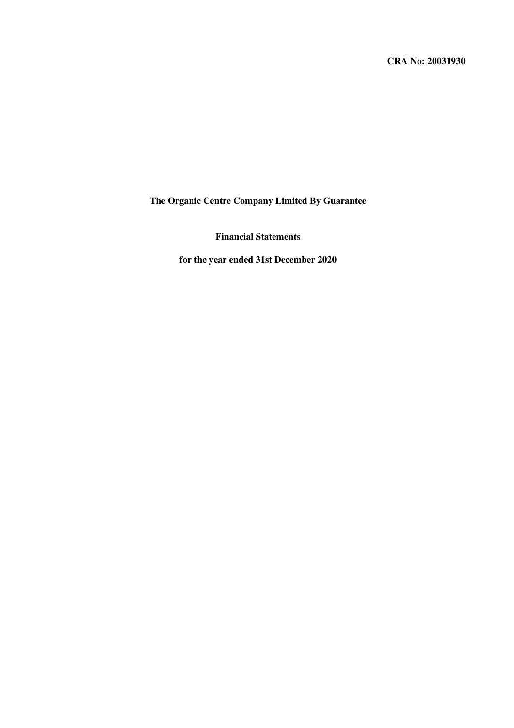**CRA No: 20031930**

# The Organic Centre Company Limited By Guarantee

## Financial Statements

## for the year ended 31st December 2020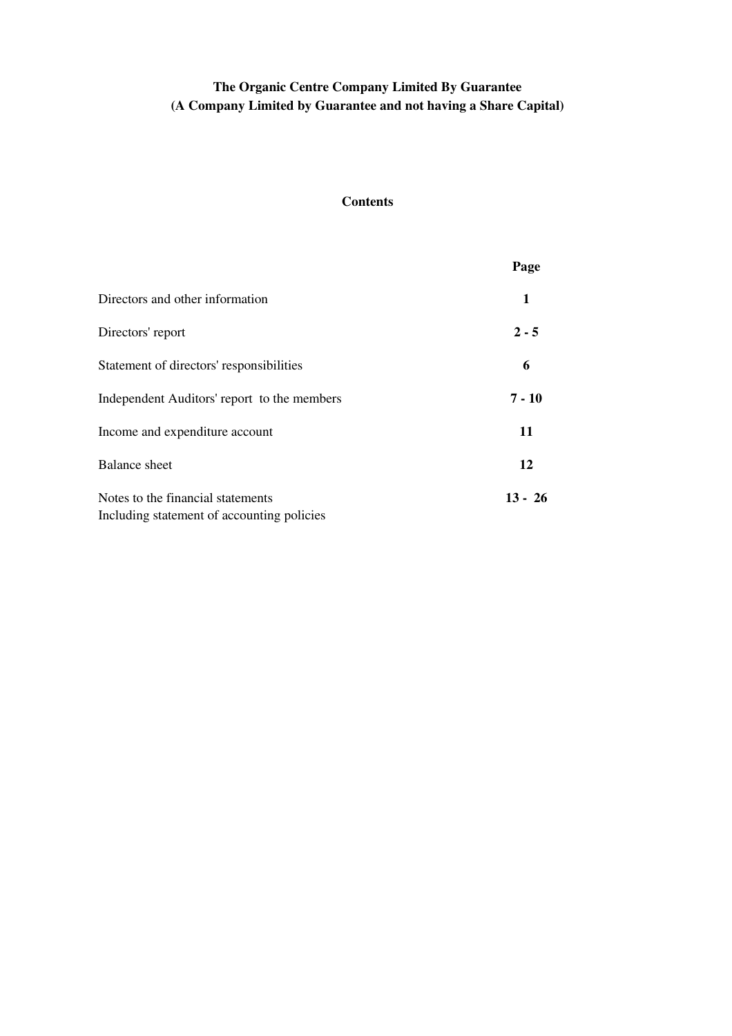**The Organic Centre Company Limited By Guarantee**
**(A Company Limited by Guarantee and not having a Share Capital)**

## Contents

| | Page |
|---|---|
| Directors and other information | 1 |
| Directors' report | 2 - 5 |
| Statement of directors' responsibilities | 6 |
| Independent Auditors' report to the members | 7 - 10 |
| Income and expenditure account | 11 |
| Balance sheet | 12 |
| Notes to the financial statements<br>Including statement of accounting policies | 13 - 26 |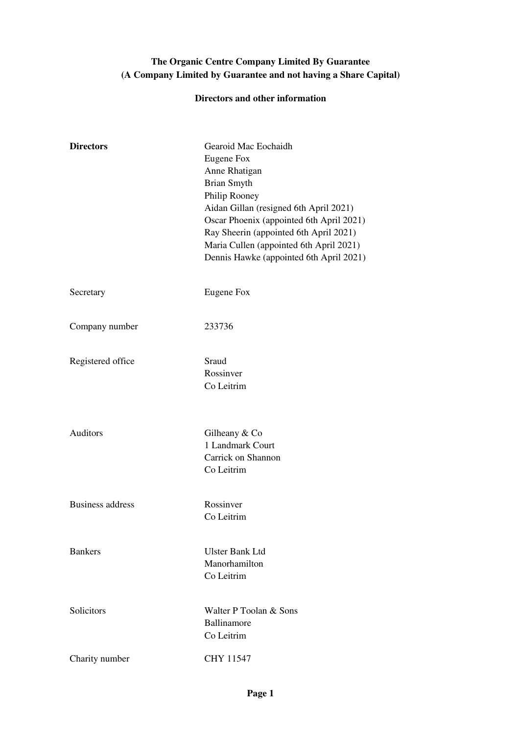# The Organic Centre Company Limited By Guarantee
## (A Company Limited by Guarantee and not having a Share Capital)

### Directors and other information

| | |
|---|---|
| **Directors** | Gearoid Mac Eochaidh<br>Eugene Fox<br>Anne Rhatigan<br>Brian Smyth<br>Philip Rooney<br>Aidan Gillan (resigned 6th April 2021)<br>Oscar Phoenix (appointed 6th April 2021)<br>Ray Sheerin (appointed 6th April 2021)<br>Maria Cullen (appointed 6th April 2021)<br>Dennis Hawke (appointed 6th April 2021) |
| Secretary | Eugene Fox |
| Company number | 233736 |
| Registered office | Sraud<br>Rossinver<br>Co Leitrim |
| Auditors | Gilheany & Co<br>1 Landmark Court<br>Carrick on Shannon<br>Co Leitrim |
| Business address | Rossinver<br>Co Leitrim |
| Bankers | Ulster Bank Ltd<br>Manorhamilton<br>Co Leitrim |
| Solicitors | Walter P Toolan & Sons<br>Ballinamore<br>Co Leitrim |
| Charity number | CHY 11547 |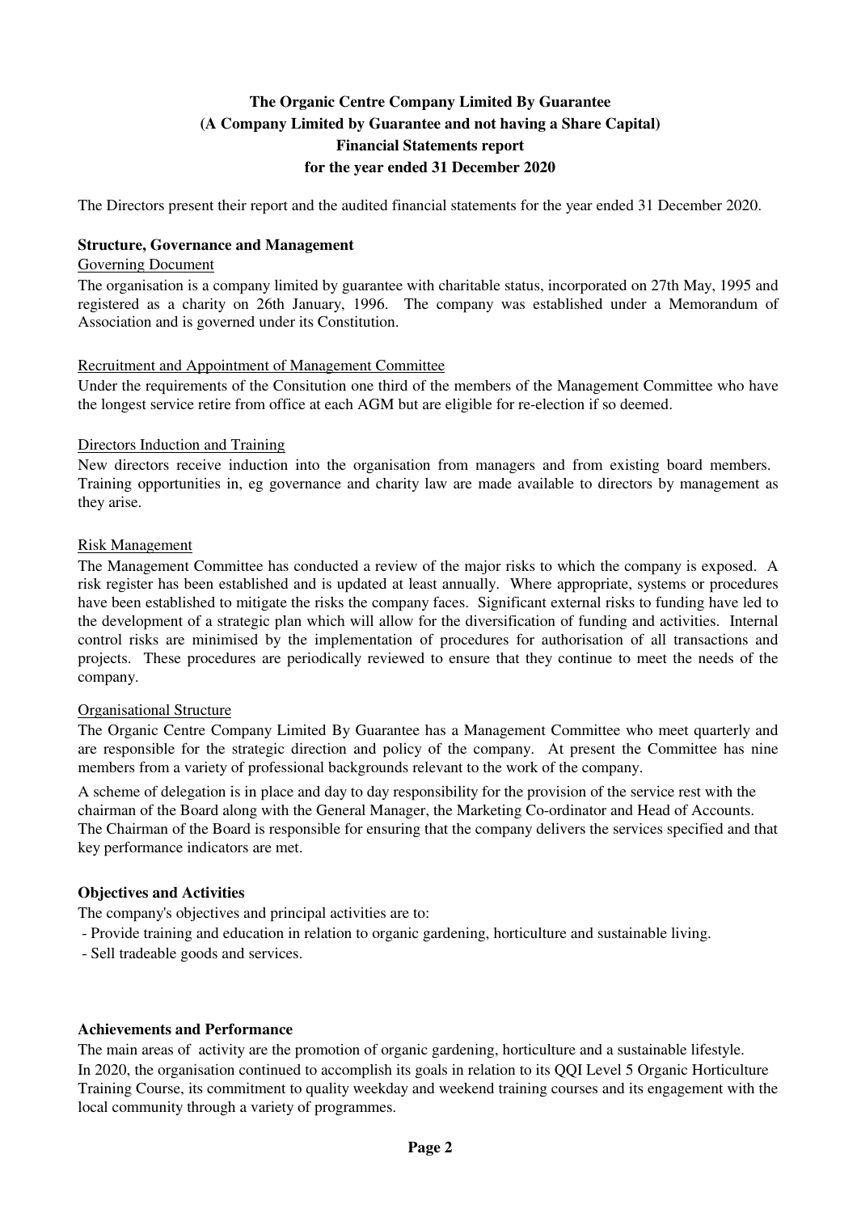# The Organic Centre Company Limited By Guarantee
## (A Company Limited by Guarantee and not having a Share Capital)
## Financial Statements report
## for the year ended 31 December 2020

The Directors present their report and the audited financial statements for the year ended 31 December 2020.

### Structure, Governance and Management

Governing Document

The organisation is a company limited by guarantee with charitable status, incorporated on 27th May, 1995 and registered as a charity on 26th January, 1996. The company was established under a Memorandum of Association and is governed under its Constitution.

Recruitment and Appointment of Management Committee

Under the requirements of the Consitution one third of the members of the Management Committee who have the longest service retire from office at each AGM but are eligible for re-election if so deemed.

Directors Induction and Training

New directors receive induction into the organisation from managers and from existing board members. Training opportunities in, eg governance and charity law are made available to directors by management as they arise.

Risk Management

The Management Committee has conducted a review of the major risks to which the company is exposed. A risk register has been established and is updated at least annually. Where appropriate, systems or procedures have been established to mitigate the risks the company faces. Significant external risks to funding have led to the development of a strategic plan which will allow for the diversification of funding and activities. Internal control risks are minimised by the implementation of procedures for authorisation of all transactions and projects. These procedures are periodically reviewed to ensure that they continue to meet the needs of the company.

Organisational Structure

The Organic Centre Company Limited By Guarantee has a Management Committee who meet quarterly and are responsible for the strategic direction and policy of the company. At present the Committee has nine members from a variety of professional backgrounds relevant to the work of the company.

A scheme of delegation is in place and day to day responsibility for the provision of the service rest with the chairman of the Board along with the General Manager, the Marketing Co-ordinator and Head of Accounts. The Chairman of the Board is responsible for ensuring that the company delivers the services specified and that key performance indicators are met.

### Objectives and Activities

The company's objectives and principal activities are to:

- Provide training and education in relation to organic gardening, horticulture and sustainable living.
- Sell tradeable goods and services.

### Achievements and Performance

The main areas of activity are the promotion of organic gardening, horticulture and a sustainable lifestyle.
In 2020, the organisation continued to accomplish its goals in relation to its QQI Level 5 Organic Horticulture Training Course, its commitment to quality weekday and weekend training courses and its engagement with the local community through a variety of programmes.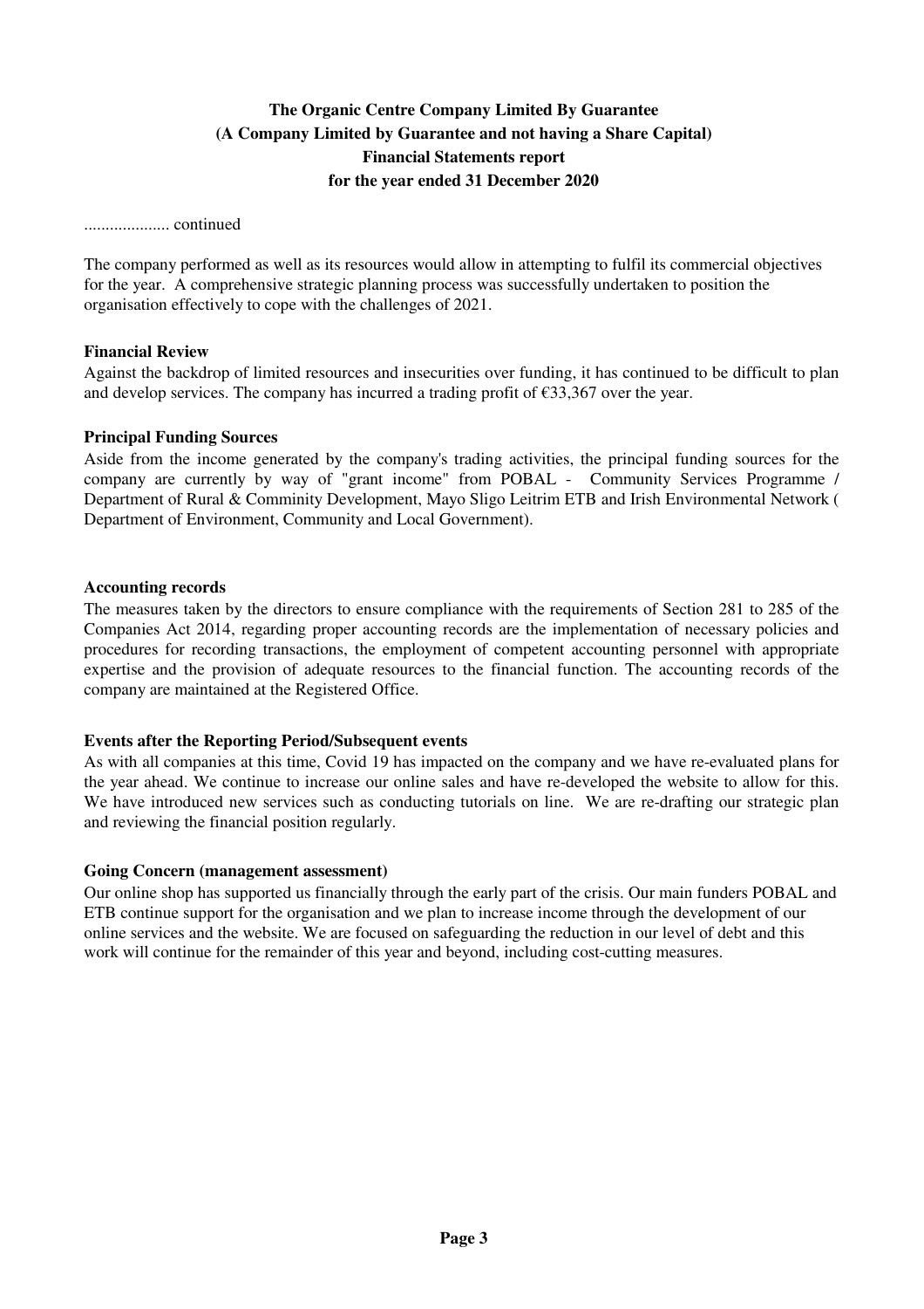**The Organic Centre Company Limited By Guarantee**
**(A Company Limited by Guarantee and not having a Share Capital)**
**Financial Statements report**
**for the year ended 31 December 2020**

.................... continued

The company performed as well as its resources would allow in attempting to fulfil its commercial objectives for the year. A comprehensive strategic planning process was successfully undertaken to position the organisation effectively to cope with the challenges of 2021.

**Financial Review**

Against the backdrop of limited resources and insecurities over funding, it has continued to be difficult to plan and develop services. The company has incurred a trading profit of €33,367 over the year.

**Principal Funding Sources**

Aside from the income generated by the company's trading activities, the principal funding sources for the company are currently by way of "grant income" from POBAL - Community Services Programme / Department of Rural & Comminity Development, Mayo Sligo Leitrim ETB and Irish Environmental Network ( Department of Environment, Community and Local Government).

**Accounting records**

The measures taken by the directors to ensure compliance with the requirements of Section 281 to 285 of the Companies Act 2014, regarding proper accounting records are the implementation of necessary policies and procedures for recording transactions, the employment of competent accounting personnel with appropriate expertise and the provision of adequate resources to the financial function. The accounting records of the company are maintained at the Registered Office.

**Events after the Reporting Period/Subsequent events**

As with all companies at this time, Covid 19 has impacted on the company and we have re-evaluated plans for the year ahead. We continue to increase our online sales and have re-developed the website to allow for this. We have introduced new services such as conducting tutorials on line. We are re-drafting our strategic plan and reviewing the financial position regularly.

**Going Concern (management assessment)**

Our online shop has supported us financially through the early part of the crisis. Our main funders POBAL and ETB continue support for the organisation and we plan to increase income through the development of our online services and the website. We are focused on safeguarding the reduction in our level of debt and this work will continue for the remainder of this year and beyond, including cost-cutting measures.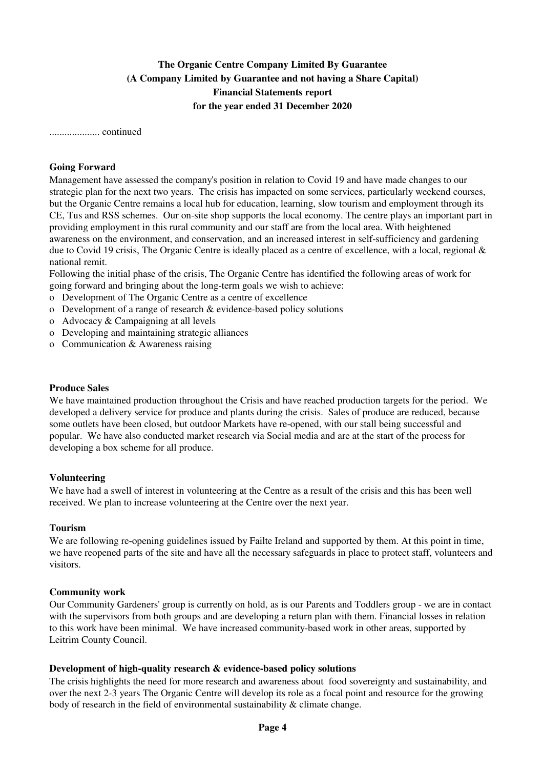**The Organic Centre Company Limited By Guarantee**
**(A Company Limited by Guarantee and not having a Share Capital)**
**Financial Statements report**
**for the year ended 31 December 2020**

.................... continued

### Going Forward

Management have assessed the company's position in relation to Covid 19 and have made changes to our strategic plan for the next two years. The crisis has impacted on some services, particularly weekend courses, but the Organic Centre remains a local hub for education, learning, slow tourism and employment through its CE, Tus and RSS schemes. Our on-site shop supports the local economy. The centre plays an important part in providing employment in this rural community and our staff are from the local area. With heightened awareness on the environment, and conservation, and an increased interest in self-sufficiency and gardening due to Covid 19 crisis, The Organic Centre is ideally placed as a centre of excellence, with a local, regional & national remit.

Following the initial phase of the crisis, The Organic Centre has identified the following areas of work for going forward and bringing about the long-term goals we wish to achieve:

- Development of The Organic Centre as a centre of excellence
- Development of a range of research & evidence-based policy solutions
- Advocacy & Campaigning at all levels
- Developing and maintaining strategic alliances
- Communication & Awareness raising

### Produce Sales

We have maintained production throughout the Crisis and have reached production targets for the period. We developed a delivery service for produce and plants during the crisis. Sales of produce are reduced, because some outlets have been closed, but outdoor Markets have re-opened, with our stall being successful and popular. We have also conducted market research via Social media and are at the start of the process for developing a box scheme for all produce.

### Volunteering

We have had a swell of interest in volunteering at the Centre as a result of the crisis and this has been well received. We plan to increase volunteering at the Centre over the next year.

### Tourism

We are following re-opening guidelines issued by Failte Ireland and supported by them. At this point in time, we have reopened parts of the site and have all the necessary safeguards in place to protect staff, volunteers and visitors.

### Community work

Our Community Gardeners' group is currently on hold, as is our Parents and Toddlers group - we are in contact with the supervisors from both groups and are developing a return plan with them. Financial losses in relation to this work have been minimal. We have increased community-based work in other areas, supported by Leitrim County Council.

### Development of high-quality research & evidence-based policy solutions

The crisis highlights the need for more research and awareness about food sovereignty and sustainability, and over the next 2-3 years The Organic Centre will develop its role as a focal point and resource for the growing body of research in the field of environmental sustainability & climate change.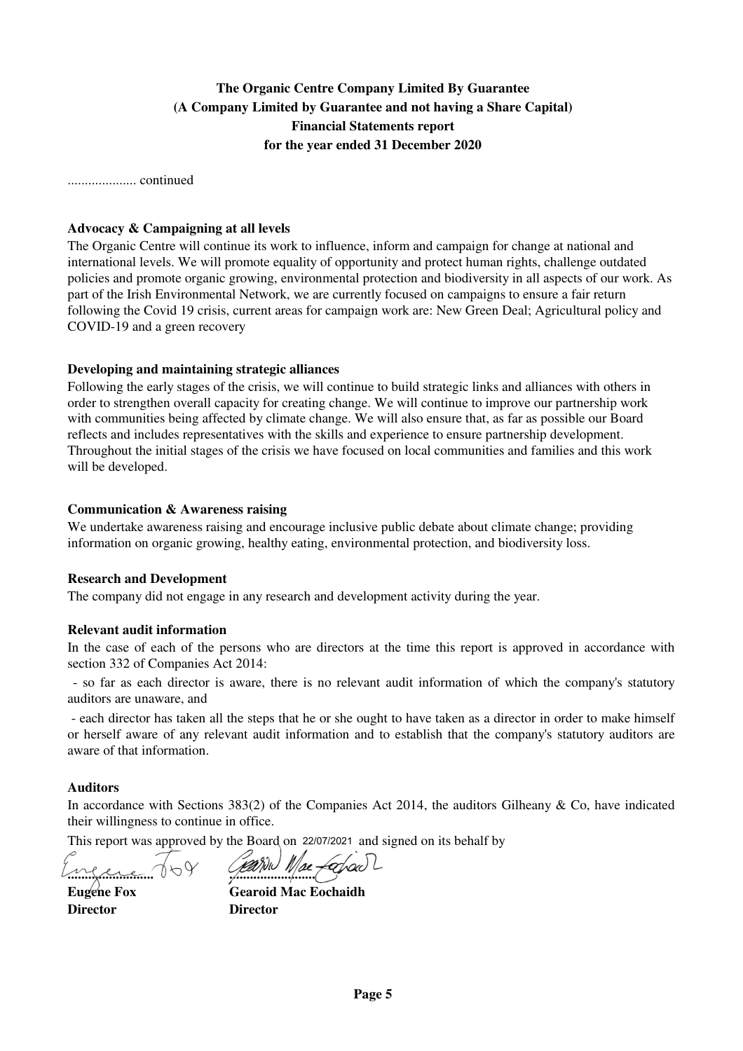**The Organic Centre Company Limited By Guarantee**
**(A Company Limited by Guarantee and not having a Share Capital)**
**Financial Statements report**
**for the year ended 31 December 2020**

.................... continued

**Advocacy & Campaigning at all levels**

The Organic Centre will continue its work to influence, inform and campaign for change at national and international levels. We will promote equality of opportunity and protect human rights, challenge outdated policies and promote organic growing, environmental protection and biodiversity in all aspects of our work. As part of the Irish Environmental Network, we are currently focused on campaigns to ensure a fair return following the Covid 19 crisis, current areas for campaign work are: New Green Deal; Agricultural policy and COVID-19 and a green recovery

**Developing and maintaining strategic alliances**

Following the early stages of the crisis, we will continue to build strategic links and alliances with others in order to strengthen overall capacity for creating change. We will continue to improve our partnership work with communities being affected by climate change. We will also ensure that, as far as possible our Board reflects and includes representatives with the skills and experience to ensure partnership development. Throughout the initial stages of the crisis we have focused on local communities and families and this work will be developed.

**Communication & Awareness raising**

We undertake awareness raising and encourage inclusive public debate about climate change; providing information on organic growing, healthy eating, environmental protection, and biodiversity loss.

**Research and Development**

The company did not engage in any research and development activity during the year.

**Relevant audit information**

In the case of each of the persons who are directors at the time this report is approved in accordance with section 332 of Companies Act 2014:

- so far as each director is aware, there is no relevant audit information of which the company's statutory auditors are unaware, and
- each director has taken all the steps that he or she ought to have taken as a director in order to make himself or herself aware of any relevant audit information and to establish that the company's statutory auditors are aware of that information.

**Auditors**

In accordance with Sections 383(2) of the Companies Act 2014, the auditors Gilheany & Co, have indicated their willingness to continue in office.

This report was approved by the Board on 22/07/2021 and signed on its behalf by

| ........................ | ........................ |
|---|---|
| **Eugene Fox** | **Gearoid Mac Eochaidh** |
| **Director** | **Director** |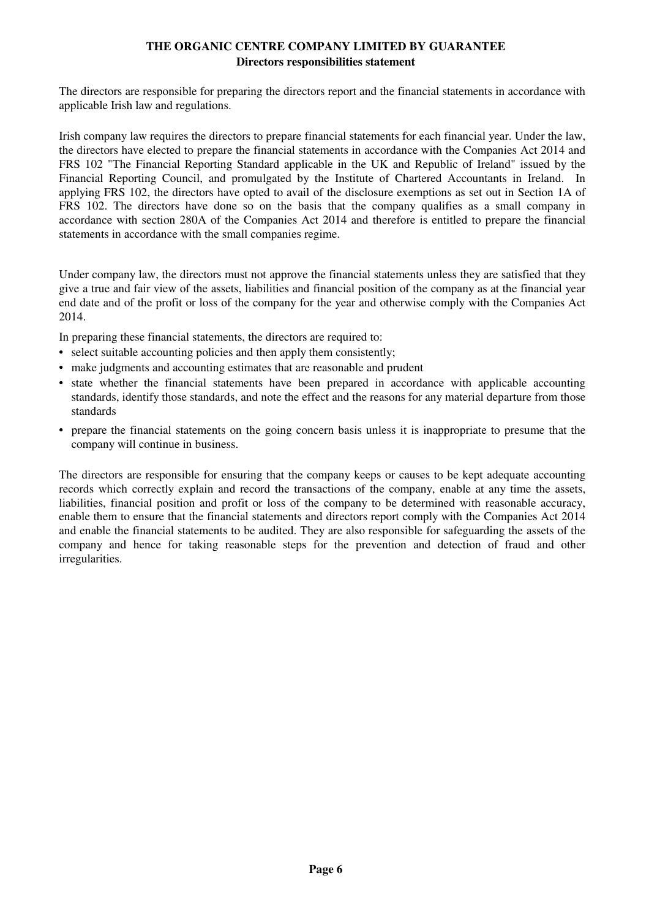# THE ORGANIC CENTRE COMPANY LIMITED BY GUARANTEE

## Directors responsibilities statement

The directors are responsible for preparing the directors report and the financial statements in accordance with applicable Irish law and regulations.

Irish company law requires the directors to prepare financial statements for each financial year. Under the law, the directors have elected to prepare the financial statements in accordance with the Companies Act 2014 and FRS 102 "The Financial Reporting Standard applicable in the UK and Republic of Ireland" issued by the Financial Reporting Council, and promulgated by the Institute of Chartered Accountants in Ireland. In applying FRS 102, the directors have opted to avail of the disclosure exemptions as set out in Section 1A of FRS 102. The directors have done so on the basis that the company qualifies as a small company in accordance with section 280A of the Companies Act 2014 and therefore is entitled to prepare the financial statements in accordance with the small companies regime.

Under company law, the directors must not approve the financial statements unless they are satisfied that they give a true and fair view of the assets, liabilities and financial position of the company as at the financial year end date and of the profit or loss of the company for the year and otherwise comply with the Companies Act 2014.

In preparing these financial statements, the directors are required to:

- select suitable accounting policies and then apply them consistently;
- make judgments and accounting estimates that are reasonable and prudent
- state whether the financial statements have been prepared in accordance with applicable accounting standards, identify those standards, and note the effect and the reasons for any material departure from those standards
- prepare the financial statements on the going concern basis unless it is inappropriate to presume that the company will continue in business.

The directors are responsible for ensuring that the company keeps or causes to be kept adequate accounting records which correctly explain and record the transactions of the company, enable at any time the assets, liabilities, financial position and profit or loss of the company to be determined with reasonable accuracy, enable them to ensure that the financial statements and directors report comply with the Companies Act 2014 and enable the financial statements to be audited. They are also responsible for safeguarding the assets of the company and hence for taking reasonable steps for the prevention and detection of fraud and other irregularities.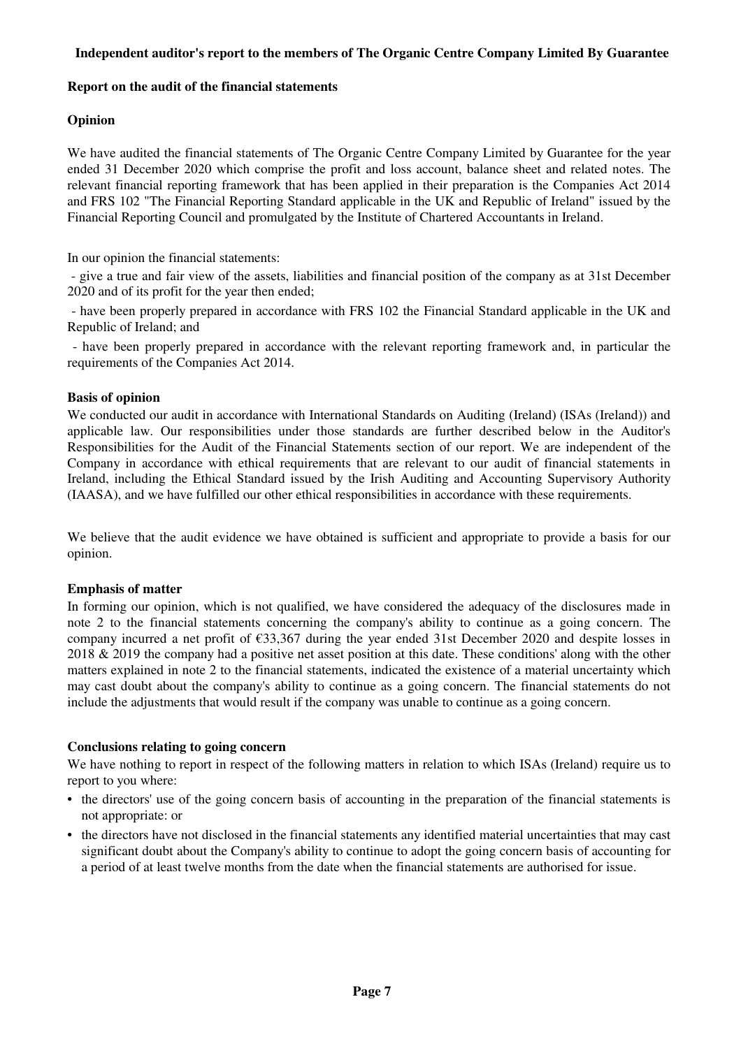**Independent auditor's report to the members of The Organic Centre Company Limited By Guarantee**

**Report on the audit of the financial statements**

**Opinion**

We have audited the financial statements of The Organic Centre Company Limited by Guarantee for the year ended 31 December 2020 which comprise the profit and loss account, balance sheet and related notes. The relevant financial reporting framework that has been applied in their preparation is the Companies Act 2014 and FRS 102 "The Financial Reporting Standard applicable in the UK and Republic of Ireland" issued by the Financial Reporting Council and promulgated by the Institute of Chartered Accountants in Ireland.

In our opinion the financial statements:

- give a true and fair view of the assets, liabilities and financial position of the company as at 31st December 2020 and of its profit for the year then ended;
- have been properly prepared in accordance with FRS 102 the Financial Standard applicable in the UK and Republic of Ireland; and
- have been properly prepared in accordance with the relevant reporting framework and, in particular the requirements of the Companies Act 2014.

**Basis of opinion**

We conducted our audit in accordance with International Standards on Auditing (Ireland) (ISAs (Ireland)) and applicable law. Our responsibilities under those standards are further described below in the Auditor's Responsibilities for the Audit of the Financial Statements section of our report. We are independent of the Company in accordance with ethical requirements that are relevant to our audit of financial statements in Ireland, including the Ethical Standard issued by the Irish Auditing and Accounting Supervisory Authority (IAASA), and we have fulfilled our other ethical responsibilities in accordance with these requirements.

We believe that the audit evidence we have obtained is sufficient and appropriate to provide a basis for our opinion.

**Emphasis of matter**

In forming our opinion, which is not qualified, we have considered the adequacy of the disclosures made in note 2 to the financial statements concerning the company's ability to continue as a going concern. The company incurred a net profit of €33,367 during the year ended 31st December 2020 and despite losses in 2018 & 2019 the company had a positive net asset position at this date. These conditions' along with the other matters explained in note 2 to the financial statements, indicated the existence of a material uncertainty which may cast doubt about the company's ability to continue as a going concern. The financial statements do not include the adjustments that would result if the company was unable to continue as a going concern.

**Conclusions relating to going concern**

We have nothing to report in respect of the following matters in relation to which ISAs (Ireland) require us to report to you where:

- the directors' use of the going concern basis of accounting in the preparation of the financial statements is not appropriate: or
- the directors have not disclosed in the financial statements any identified material uncertainties that may cast significant doubt about the Company's ability to continue to adopt the going concern basis of accounting for a period of at least twelve months from the date when the financial statements are authorised for issue.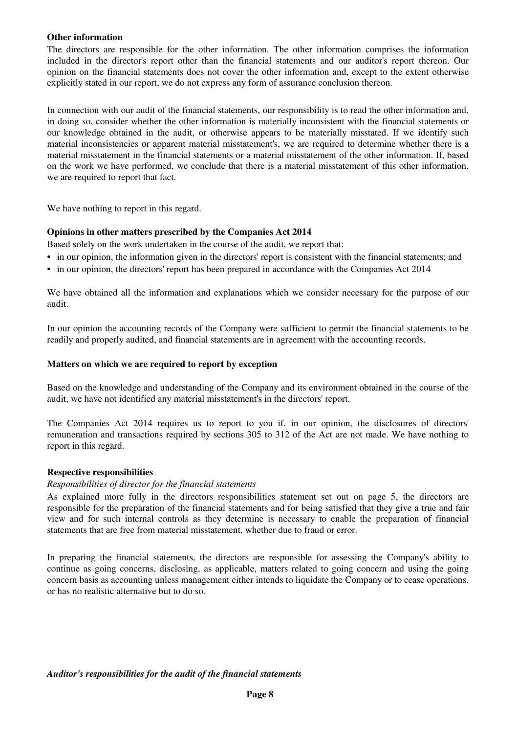**Other information**

The directors are responsible for the other information. The other information comprises the information included in the director's report other than the financial statements and our auditor's report thereon. Our opinion on the financial statements does not cover the other information and, except to the extent otherwise explicitly stated in our report, we do not express any form of assurance conclusion thereon.

In connection with our audit of the financial statements, our responsibility is to read the other information and, in doing so, consider whether the other information is materially inconsistent with the financial statements or our knowledge obtained in the audit, or otherwise appears to be materially misstated. If we identify such material inconsistencies or apparent material misstatement's, we are required to determine whether there is a material misstatement in the financial statements or a material misstatement of the other information. If, based on the work we have performed, we conclude that there is a material misstatement of this other information, we are required to report that fact.

We have nothing to report in this regard.

**Opinions in other matters prescribed by the Companies Act 2014**

Based solely on the work undertaken in the course of the audit, we report that:

- in our opinion, the information given in the directors' report is consistent with the financial statements; and
- in our opinion, the directors' report has been prepared in accordance with the Companies Act 2014

We have obtained all the information and explanations which we consider necessary for the purpose of our audit.

In our opinion the accounting records of the Company were sufficient to permit the financial statements to be readily and properly audited, and financial statements are in agreement with the accounting records.

**Matters on which we are required to report by exception**

Based on the knowledge and understanding of the Company and its environment obtained in the course of the audit, we have not identified any material misstatement's in the directors' report.

The Companies Act 2014 requires us to report to you if, in our opinion, the disclosures of directors' remuneration and transactions required by sections 305 to 312 of the Act are not made. We have nothing to report in this regard.

**Respective responsibilities**

*Responsibilities of director for the financial statements*

As explained more fully in the directors responsibilities statement set out on page 5, the directors are responsible for the preparation of the financial statements and for being satisfied that they give a true and fair view and for such internal controls as they determine is necessary to enable the preparation of financial statements that are free from material misstatement, whether due to fraud or error.

In preparing the financial statements, the directors are responsible for assessing the Company's ability to continue as going concerns, disclosing, as applicable, matters related to going concern and using the going concern basis as accounting unless management either intends to liquidate the Company or to cease operations, or has no realistic alternative but to do so.

***Auditor's responsibilities for the audit of the financial statements***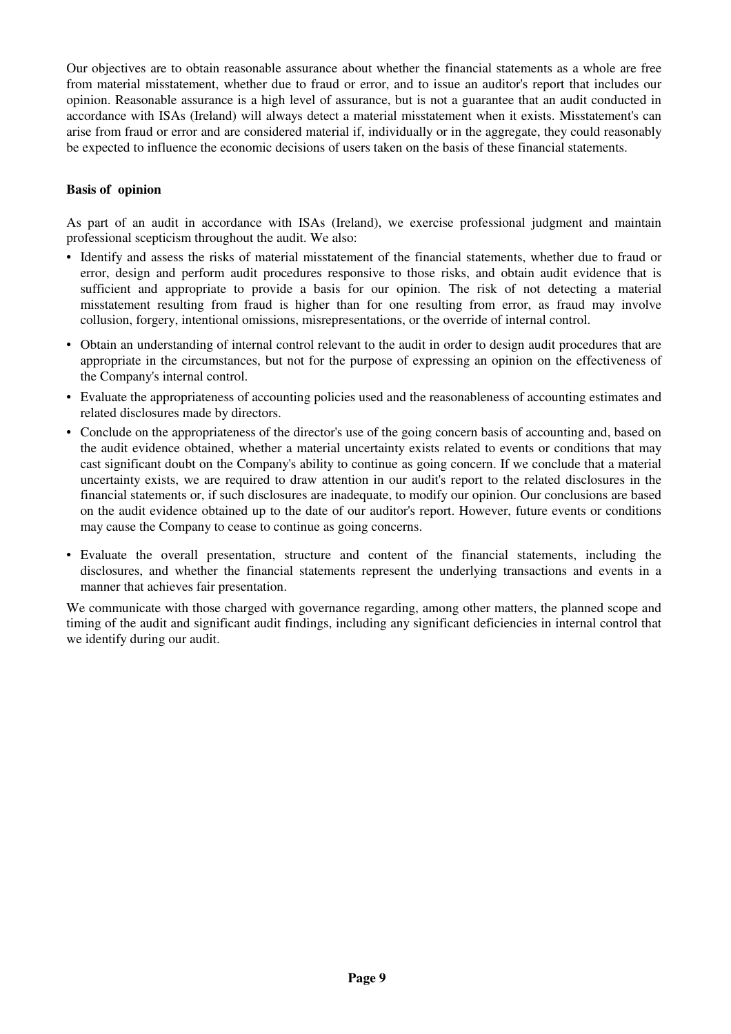Our objectives are to obtain reasonable assurance about whether the financial statements as a whole are free from material misstatement, whether due to fraud or error, and to issue an auditor's report that includes our opinion. Reasonable assurance is a high level of assurance, but is not a guarantee that an audit conducted in accordance with ISAs (Ireland) will always detect a material misstatement when it exists. Misstatement's can arise from fraud or error and are considered material if, individually or in the aggregate, they could reasonably be expected to influence the economic decisions of users taken on the basis of these financial statements.

**Basis of opinion**

As part of an audit in accordance with ISAs (Ireland), we exercise professional judgment and maintain professional scepticism throughout the audit. We also:

- Identify and assess the risks of material misstatement of the financial statements, whether due to fraud or error, design and perform audit procedures responsive to those risks, and obtain audit evidence that is sufficient and appropriate to provide a basis for our opinion. The risk of not detecting a material misstatement resulting from fraud is higher than for one resulting from error, as fraud may involve collusion, forgery, intentional omissions, misrepresentations, or the override of internal control.
- Obtain an understanding of internal control relevant to the audit in order to design audit procedures that are appropriate in the circumstances, but not for the purpose of expressing an opinion on the effectiveness of the Company's internal control.
- Evaluate the appropriateness of accounting policies used and the reasonableness of accounting estimates and related disclosures made by directors.
- Conclude on the appropriateness of the director's use of the going concern basis of accounting and, based on the audit evidence obtained, whether a material uncertainty exists related to events or conditions that may cast significant doubt on the Company's ability to continue as going concern. If we conclude that a material uncertainty exists, we are required to draw attention in our audit's report to the related disclosures in the financial statements or, if such disclosures are inadequate, to modify our opinion. Our conclusions are based on the audit evidence obtained up to the date of our auditor's report. However, future events or conditions may cause the Company to cease to continue as going concerns.
- Evaluate the overall presentation, structure and content of the financial statements, including the disclosures, and whether the financial statements represent the underlying transactions and events in a manner that achieves fair presentation.

We communicate with those charged with governance regarding, among other matters, the planned scope and timing of the audit and significant audit findings, including any significant deficiencies in internal control that we identify during our audit.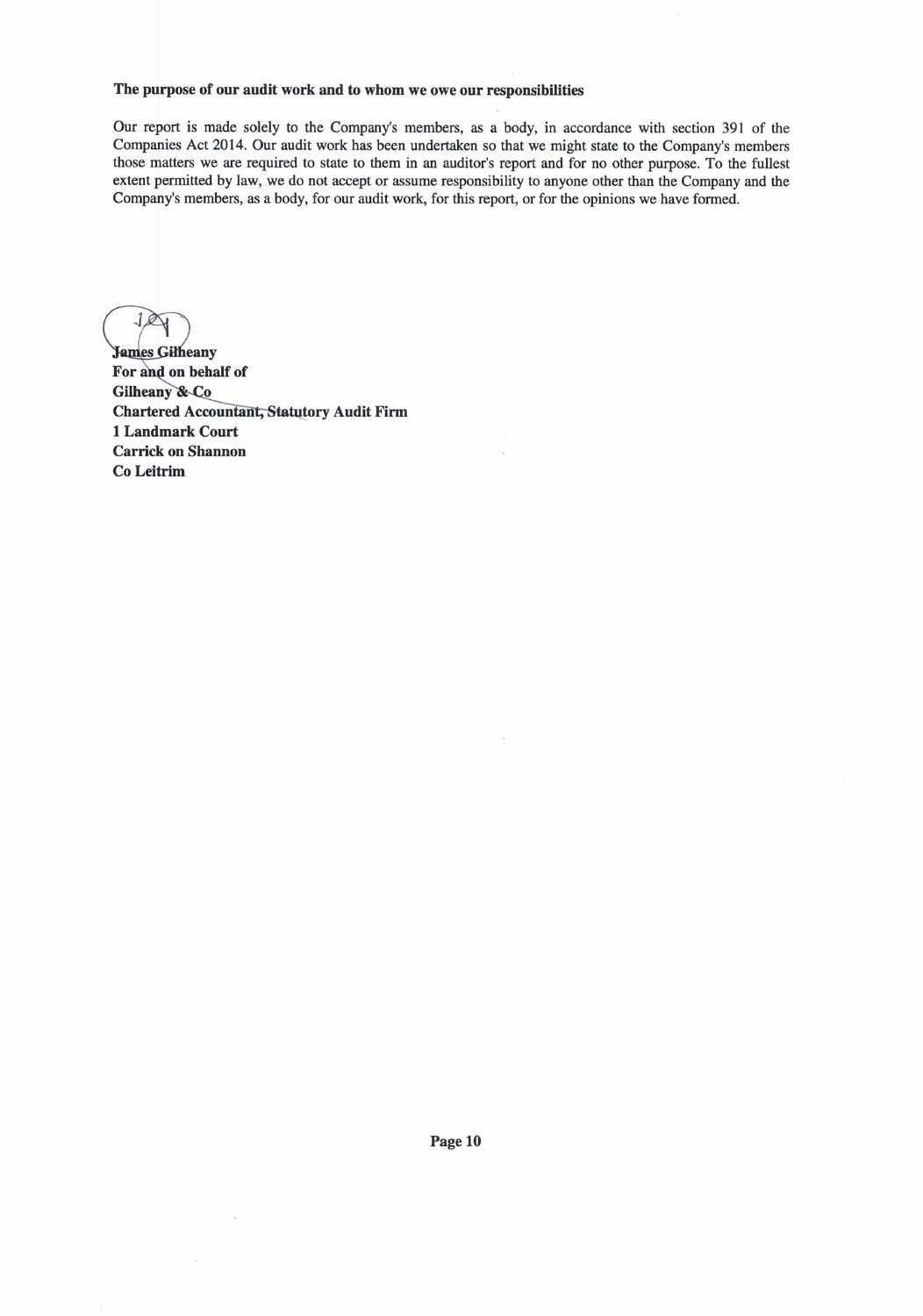**The purpose of our audit work and to whom we owe our responsibilities**

Our report is made solely to the Company's members, as a body, in accordance with section 391 of the Companies Act 2014. Our audit work has been undertaken so that we might state to the Company's members those matters we are required to state to them in an auditor's report and for no other purpose. To the fullest extent permitted by law, we do not accept or assume responsibility to anyone other than the Company and the Company's members, as a body, for our audit work, for this report, or for the opinions we have formed.

**James Gilheany**
**For and on behalf of**
**Gilheany & Co**
**Chartered Accountant, Statutory Audit Firm**
**1 Landmark Court**
**Carrick on Shannon**
**Co Leitrim**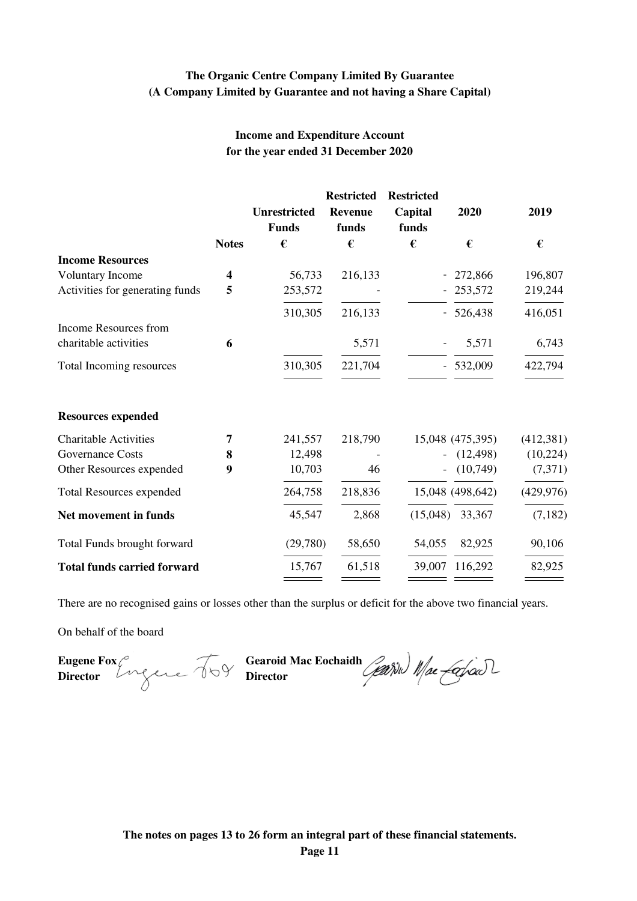**The Organic Centre Company Limited By Guarantee**
**(A Company Limited by Guarantee and not having a Share Capital)**

**Income and Expenditure Account**
**for the year ended 31 December 2020**

| | Notes | Unrestricted Funds | Restricted Revenue funds | Restricted Capital funds | 2020 | 2019 |
|---|---|---|---|---|---|---|
| | | € | € | € | € | € |
| **Income Resources** | | | | | | |
| Voluntary Income | **4** | 56,733 | 216,133 | - | 272,866 | 196,807 |
| Activities for generating funds | **5** | 253,572 | - | - | 253,572 | 219,244 |
| | | 310,305 | 216,133 | - | 526,438 | 416,051 |
| Income Resources from charitable activities | **6** | | 5,571 | - | 5,571 | 6,743 |
| Total Incoming resources | | 310,305 | 221,704 | - | 532,009 | 422,794 |
| **Resources expended** | | | | | | |
| Charitable Activities | **7** | 241,557 | 218,790 | 15,048 | (475,395) | (412,381) |
| Governance Costs | **8** | 12,498 | - | - | (12,498) | (10,224) |
| Other Resources expended | **9** | 10,703 | 46 | - | (10,749) | (7,371) |
| Total Resources expended | | 264,758 | 218,836 | 15,048 | (498,642) | (429,976) |
| **Net movement in funds** | | 45,547 | 2,868 | (15,048) | 33,367 | (7,182) |
| Total Funds brought forward | | (29,780) | 58,650 | 54,055 | 82,925 | 90,106 |
| **Total funds carried forward** | | 15,767 | 61,518 | 39,007 | 116,292 | 82,925 |

There are no recognised gains or losses other than the surplus or deficit for the above two financial years.

On behalf of the board

**Eugene Fox**
**Director**

**Gearoid Mac Eochaidh**
**Director**

**The notes on pages 13 to 26 form an integral part of these financial statements.**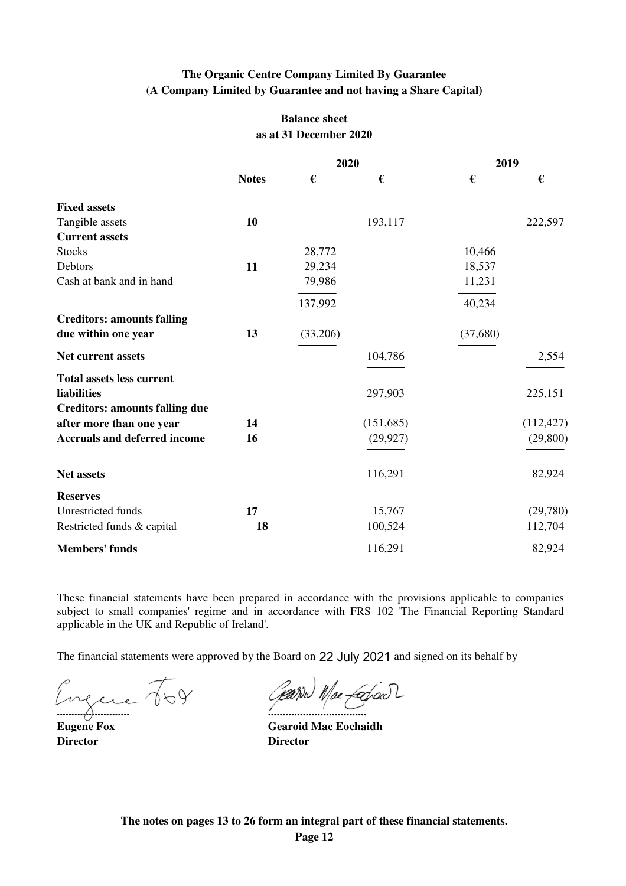**The Organic Centre Company Limited By Guarantee**
**(A Company Limited by Guarantee and not having a Share Capital)**

## Balance sheet
## as at 31 December 2020

| | Notes | 2020 € | 2020 € | 2019 € | 2019 € |
|---|---|---|---|---|---|
| **Fixed assets** | | | | | |
| Tangible assets | **10** | | 193,117 | | 222,597 |
| **Current assets** | | | | | |
| Stocks | | 28,772 | | 10,466 | |
| Debtors | **11** | 29,234 | | 18,537 | |
| Cash at bank and in hand | | 79,986 | | 11,231 | |
| | | 137,992 | | 40,234 | |
| **Creditors: amounts falling due within one year** | **13** | (33,206) | | (37,680) | |
| **Net current assets** | | | 104,786 | | 2,554 |
| **Total assets less current liabilities** | | | 297,903 | | 225,151 |
| **Creditors: amounts falling due after more than one year** | **14** | | (151,685) | | (112,427) |
| **Accruals and deferred income** | **16** | | (29,927) | | (29,800) |
| **Net assets** | | | 116,291 | | 82,924 |
| **Reserves** | | | | | |
| Unrestricted funds | **17** | | 15,767 | | (29,780) |
| Restricted funds & capital | **18** | | 100,524 | | 112,704 |
| **Members' funds** | | | 116,291 | | 82,924 |

These financial statements have been prepared in accordance with the provisions applicable to companies subject to small companies' regime and in accordance with FRS 102 'The Financial Reporting Standard applicable in the UK and Republic of Ireland'.

The financial statements were approved by the Board on 22 July 2021 and signed on its behalf by

..........................
**Eugene Fox**
**Director**

..................................
**Gearoid Mac Eochaidh**
**Director**

**The notes on pages 13 to 26 form an integral part of these financial statements.**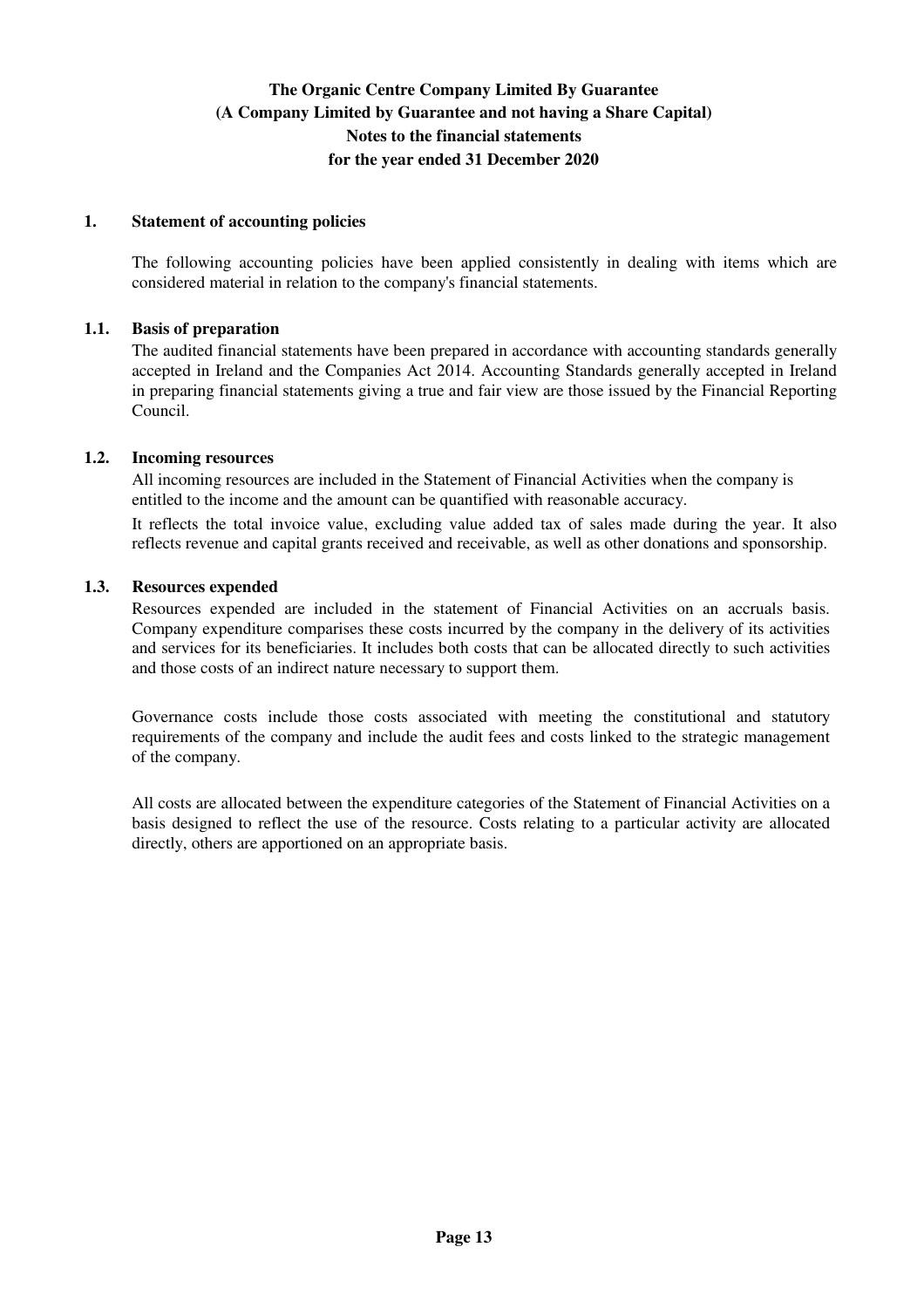**The Organic Centre Company Limited By Guarantee**
**(A Company Limited by Guarantee and not having a Share Capital)**
**Notes to the financial statements**
**for the year ended 31 December 2020**

## 1. Statement of accounting policies

The following accounting policies have been applied consistently in dealing with items which are considered material in relation to the company's financial statements.

### 1.1. Basis of preparation

The audited financial statements have been prepared in accordance with accounting standards generally accepted in Ireland and the Companies Act 2014. Accounting Standards generally accepted in Ireland in preparing financial statements giving a true and fair view are those issued by the Financial Reporting Council.

### 1.2. Incoming resources

All incoming resources are included in the Statement of Financial Activities when the company is entitled to the income and the amount can be quantified with reasonable accuracy.

It reflects the total invoice value, excluding value added tax of sales made during the year. It also reflects revenue and capital grants received and receivable, as well as other donations and sponsorship.

### 1.3. Resources expended

Resources expended are included in the statement of Financial Activities on an accruals basis. Company expenditure comparises these costs incurred by the company in the delivery of its activities and services for its beneficiaries. It includes both costs that can be allocated directly to such activities and those costs of an indirect nature necessary to support them.

Governance costs include those costs associated with meeting the constitutional and statutory requirements of the company and include the audit fees and costs linked to the strategic management of the company.

All costs are allocated between the expenditure categories of the Statement of Financial Activities on a basis designed to reflect the use of the resource. Costs relating to a particular activity are allocated directly, others are apportioned on an appropriate basis.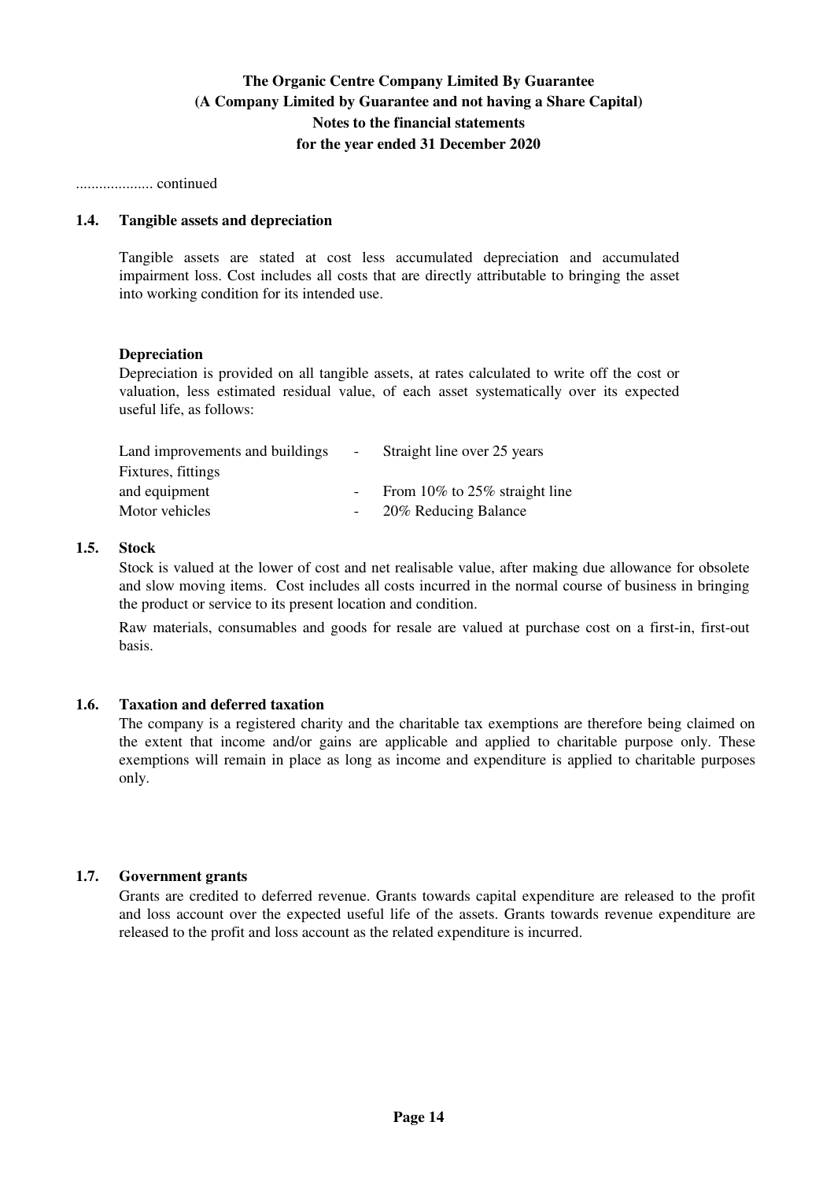.................... continued

### 1.4. Tangible assets and depreciation

Tangible assets are stated at cost less accumulated depreciation and accumulated impairment loss. Cost includes all costs that are directly attributable to bringing the asset into working condition for its intended use.

**Depreciation**

Depreciation is provided on all tangible assets, at rates calculated to write off the cost or valuation, less estimated residual value, of each asset systematically over its expected useful life, as follows:

| | | |
|---|---|---|
| Land improvements and buildings | - | Straight line over 25 years |
| Fixtures, fittings and equipment | - | From 10% to 25% straight line |
| Motor vehicles | - | 20% Reducing Balance |

### 1.5. Stock

Stock is valued at the lower of cost and net realisable value, after making due allowance for obsolete and slow moving items. Cost includes all costs incurred in the normal course of business in bringing the product or service to its present location and condition.

Raw materials, consumables and goods for resale are valued at purchase cost on a first-in, first-out basis.

### 1.6. Taxation and deferred taxation

The company is a registered charity and the charitable tax exemptions are therefore being claimed on the extent that income and/or gains are applicable and applied to charitable purpose only. These exemptions will remain in place as long as income and expenditure is applied to charitable purposes only.

### 1.7. Government grants

Grants are credited to deferred revenue. Grants towards capital expenditure are released to the profit and loss account over the expected useful life of the assets. Grants towards revenue expenditure are released to the profit and loss account as the related expenditure is incurred.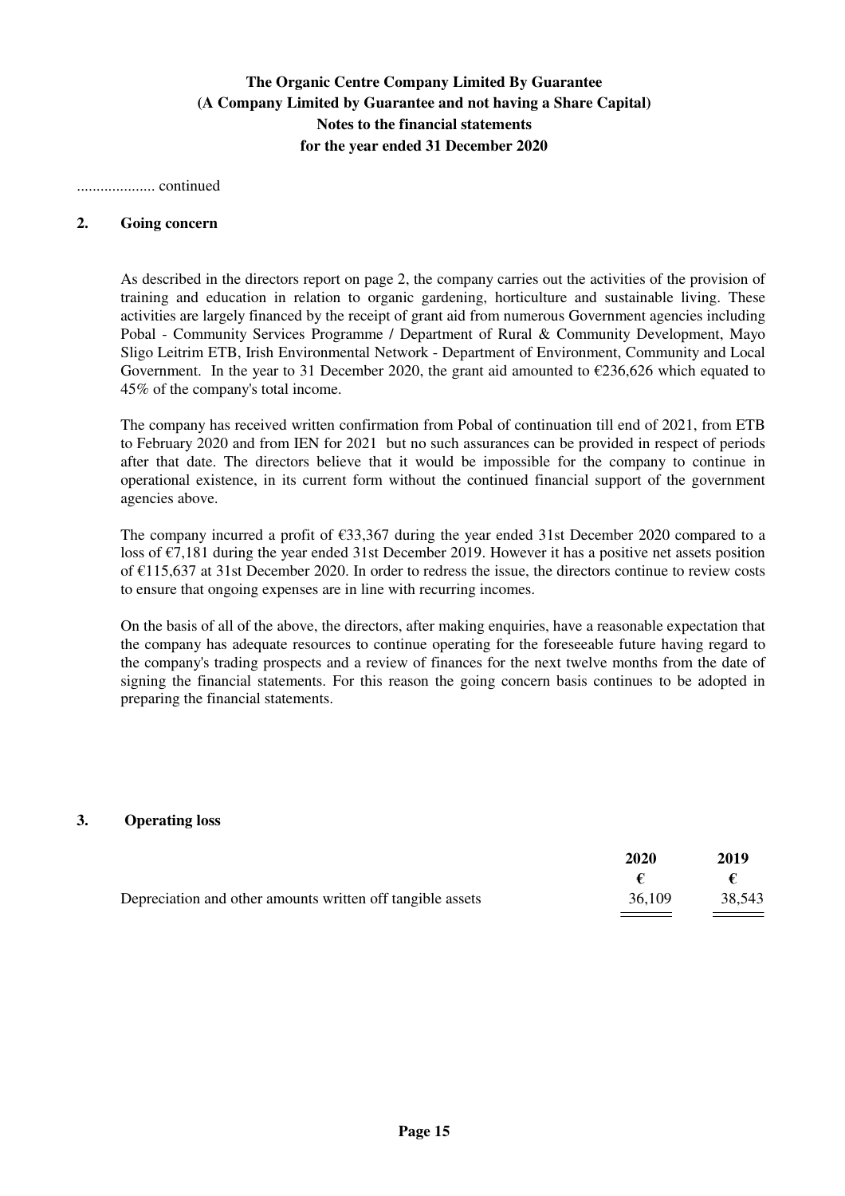# The Organic Centre Company Limited By Guarantee
## (A Company Limited by Guarantee and not having a Share Capital)
## Notes to the financial statements
## for the year ended 31 December 2020

.................... continued

### 2. Going concern

As described in the directors report on page 2, the company carries out the activities of the provision of training and education in relation to organic gardening, horticulture and sustainable living. These activities are largely financed by the receipt of grant aid from numerous Government agencies including Pobal - Community Services Programme / Department of Rural & Community Development, Mayo Sligo Leitrim ETB, Irish Environmental Network - Department of Environment, Community and Local Government. In the year to 31 December 2020, the grant aid amounted to €236,626 which equated to 45% of the company's total income.

The company has received written confirmation from Pobal of continuation till end of 2021, from ETB to February 2020 and from IEN for 2021 but no such assurances can be provided in respect of periods after that date. The directors believe that it would be impossible for the company to continue in operational existence, in its current form without the continued financial support of the government agencies above.

The company incurred a profit of €33,367 during the year ended 31st December 2020 compared to a loss of €7,181 during the year ended 31st December 2019. However it has a positive net assets position of €115,637 at 31st December 2020. In order to redress the issue, the directors continue to review costs to ensure that ongoing expenses are in line with recurring incomes.

On the basis of all of the above, the directors, after making enquiries, have a reasonable expectation that the company has adequate resources to continue operating for the foreseeable future having regard to the company's trading prospects and a review of finances for the next twelve months from the date of signing the financial statements. For this reason the going concern basis continues to be adopted in preparing the financial statements.

### 3. Operating loss

| | 2020 | 2019 |
|---|---|---|
| | € | € |
| Depreciation and other amounts written off tangible assets | 36,109 | 38,543 |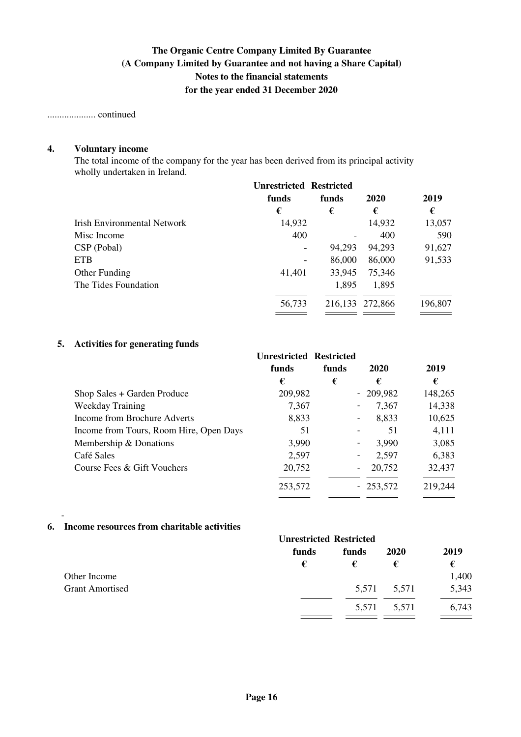**The Organic Centre Company Limited By Guarantee**
**(A Company Limited by Guarantee and not having a Share Capital)**
**Notes to the financial statements**
**for the year ended 31 December 2020**

.................... continued

## 4. Voluntary income

The total income of the company for the year has been derived from its principal activity wholly undertaken in Ireland.

| | Unrestricted funds | Restricted funds | 2020 | 2019 |
|---|---|---|---|---|
| | € | € | € | € |
| Irish Environmental Network | 14,932 | | 14,932 | 13,057 |
| Misc Income | 400 | - | 400 | 590 |
| CSP (Pobal) | - | 94,293 | 94,293 | 91,627 |
| ETB | - | 86,000 | 86,000 | 91,533 |
| Other Funding | 41,401 | 33,945 | 75,346 | |
| The Tides Foundation | | 1,895 | 1,895 | |
| | 56,733 | 216,133 | 272,866 | 196,807 |

## 5. Activities for generating funds

| | Unrestricted funds | Restricted funds | 2020 | 2019 |
|---|---|---|---|---|
| | € | € | € | € |
| Shop Sales + Garden Produce | 209,982 | - | 209,982 | 148,265 |
| Weekday Training | 7,367 | - | 7,367 | 14,338 |
| Income from Brochure Adverts | 8,833 | - | 8,833 | 10,625 |
| Income from Tours, Room Hire, Open Days | 51 | - | 51 | 4,111 |
| Membership & Donations | 3,990 | - | 3,990 | 3,085 |
| Café Sales | 2,597 | - | 2,597 | 6,383 |
| Course Fees & Gift Vouchers | 20,752 | - | 20,752 | 32,437 |
| | 253,572 | - | 253,572 | 219,244 |

-

## 6. Income resources from charitable activities

| | Unrestricted funds | Restricted funds | 2020 | 2019 |
|---|---|---|---|---|
| | € | € | € | € |
| Other Income | | | | 1,400 |
| Grant Amortised | | 5,571 | 5,571 | 5,343 |
| | | 5,571 | 5,571 | 6,743 |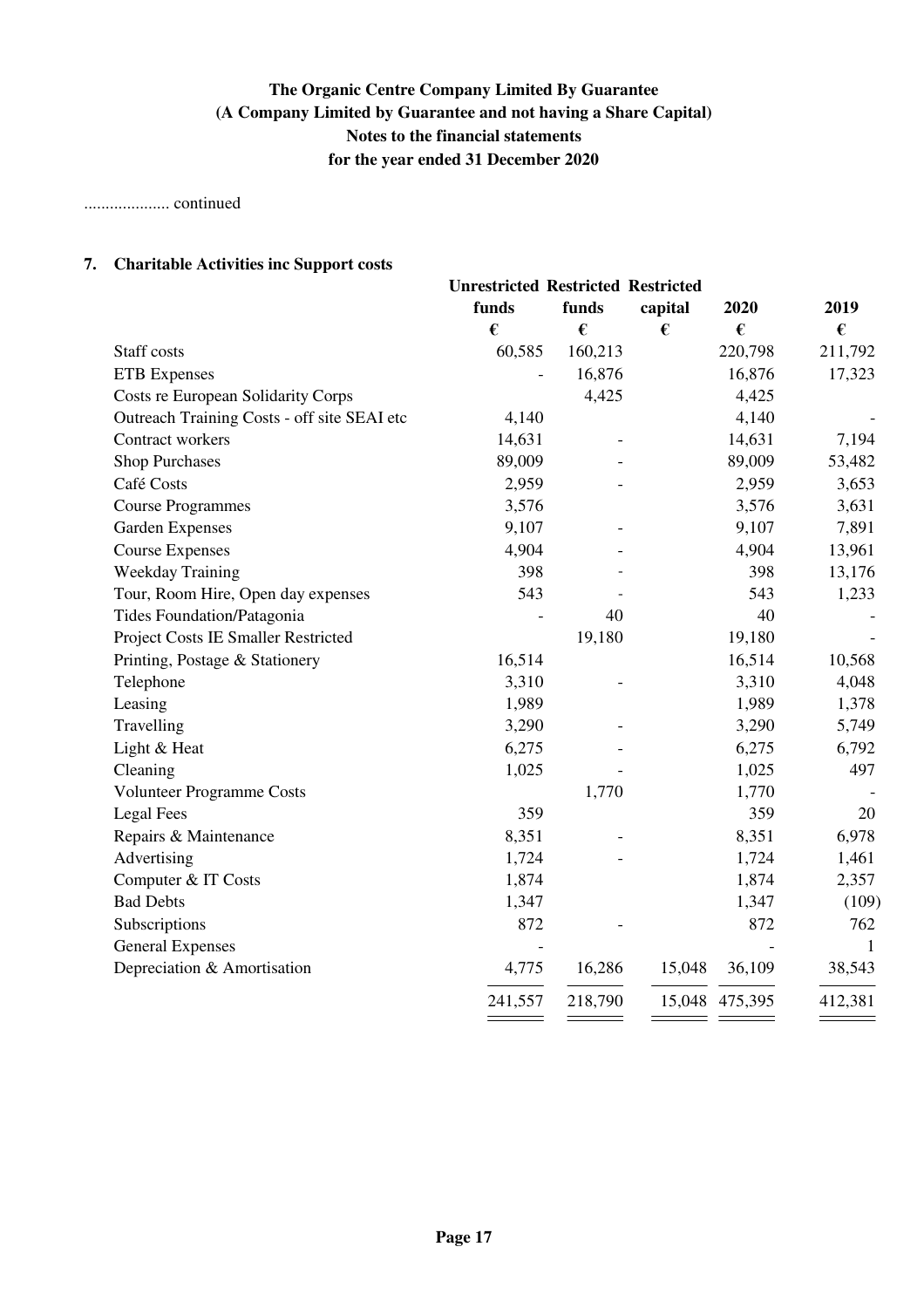# The Organic Centre Company Limited By Guarantee
## (A Company Limited by Guarantee and not having a Share Capital)
## Notes to the financial statements
## for the year ended 31 December 2020

.................... continued

### 7. Charitable Activities inc Support costs

| | Unrestricted funds | Restricted funds | Restricted capital | 2020 | 2019 |
|---|---|---|---|---|---|
| | € | € | € | € | € |
| Staff costs | 60,585 | 160,213 | | 220,798 | 211,792 |
| ETB Expenses | - | 16,876 | | 16,876 | 17,323 |
| Costs re European Solidarity Corps | | 4,425 | | 4,425 | |
| Outreach Training Costs - off site SEAI etc | 4,140 | | | 4,140 | - |
| Contract workers | 14,631 | - | | 14,631 | 7,194 |
| Shop Purchases | 89,009 | - | | 89,009 | 53,482 |
| Café Costs | 2,959 | - | | 2,959 | 3,653 |
| Course Programmes | 3,576 | | | 3,576 | 3,631 |
| Garden Expenses | 9,107 | - | | 9,107 | 7,891 |
| Course Expenses | 4,904 | - | | 4,904 | 13,961 |
| Weekday Training | 398 | - | | 398 | 13,176 |
| Tour, Room Hire, Open day expenses | 543 | - | | 543 | 1,233 |
| Tides Foundation/Patagonia | - | 40 | | 40 | - |
| Project Costs IE Smaller Restricted | | 19,180 | | 19,180 | - |
| Printing, Postage & Stationery | 16,514 | | | 16,514 | 10,568 |
| Telephone | 3,310 | - | | 3,310 | 4,048 |
| Leasing | 1,989 | | | 1,989 | 1,378 |
| Travelling | 3,290 | - | | 3,290 | 5,749 |
| Light & Heat | 6,275 | - | | 6,275 | 6,792 |
| Cleaning | 1,025 | - | | 1,025 | 497 |
| Volunteer Programme Costs | | 1,770 | | 1,770 | - |
| Legal Fees | 359 | | | 359 | 20 |
| Repairs & Maintenance | 8,351 | - | | 8,351 | 6,978 |
| Advertising | 1,724 | - | | 1,724 | 1,461 |
| Computer & IT Costs | 1,874 | | | 1,874 | 2,357 |
| Bad Debts | 1,347 | | | 1,347 | (109) |
| Subscriptions | 872 | - | | 872 | 762 |
| General Expenses | - | | | - | 1 |
| Depreciation & Amortisation | 4,775 | 16,286 | 15,048 | 36,109 | 38,543 |
| | 241,557 | 218,790 | 15,048 | 475,395 | 412,381 |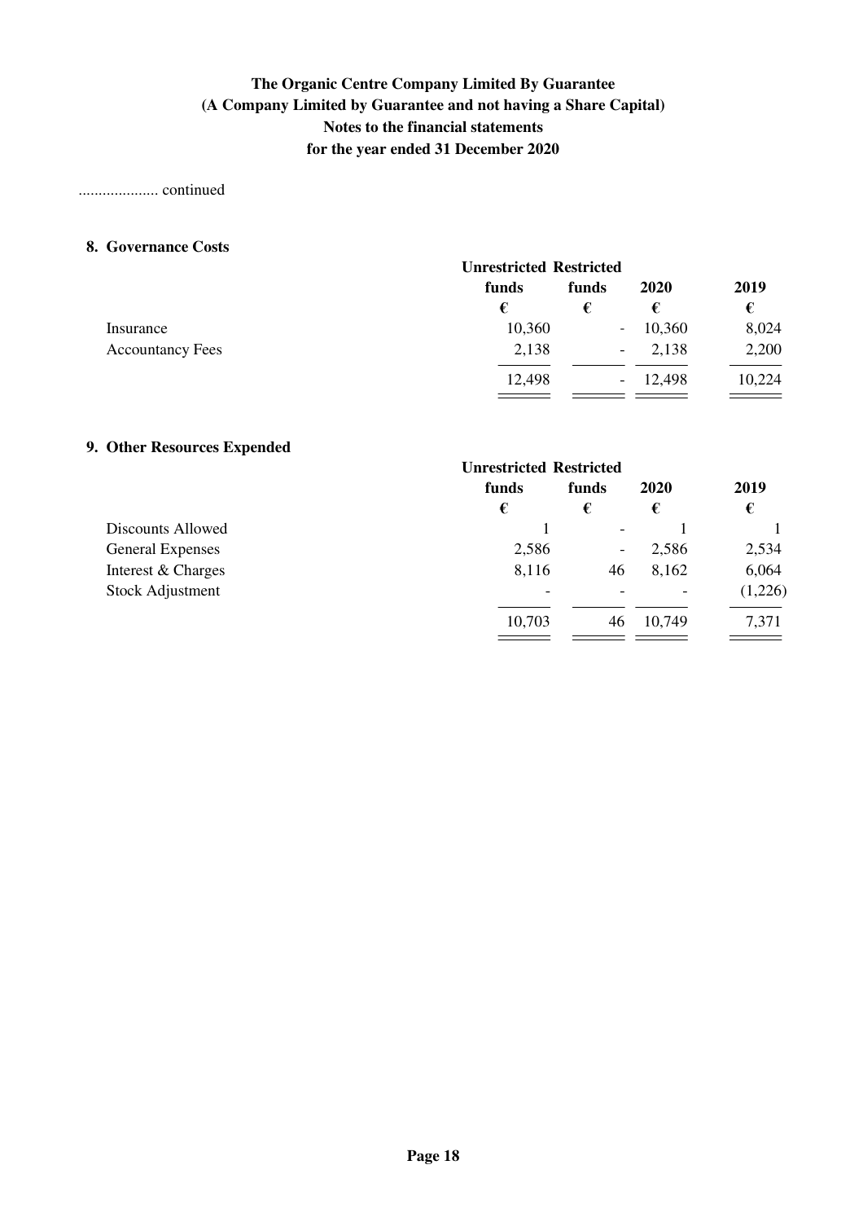.................... continued

## 8. Governance Costs

| | Unrestricted funds | Restricted funds | 2020 | 2019 |
|---|---|---|---|---|
| | € | € | € | € |
| Insurance | 10,360 | - | 10,360 | 8,024 |
| Accountancy Fees | 2,138 | - | 2,138 | 2,200 |
| | 12,498 | - | 12,498 | 10,224 |

## 9. Other Resources Expended

| | Unrestricted funds | Restricted funds | 2020 | 2019 |
|---|---|---|---|---|
| | € | € | € | € |
| Discounts Allowed | 1 | - | 1 | 1 |
| General Expenses | 2,586 | - | 2,586 | 2,534 |
| Interest & Charges | 8,116 | 46 | 8,162 | 6,064 |
| Stock Adjustment | - | - | - | (1,226) |
| | 10,703 | 46 | 10,749 | 7,371 |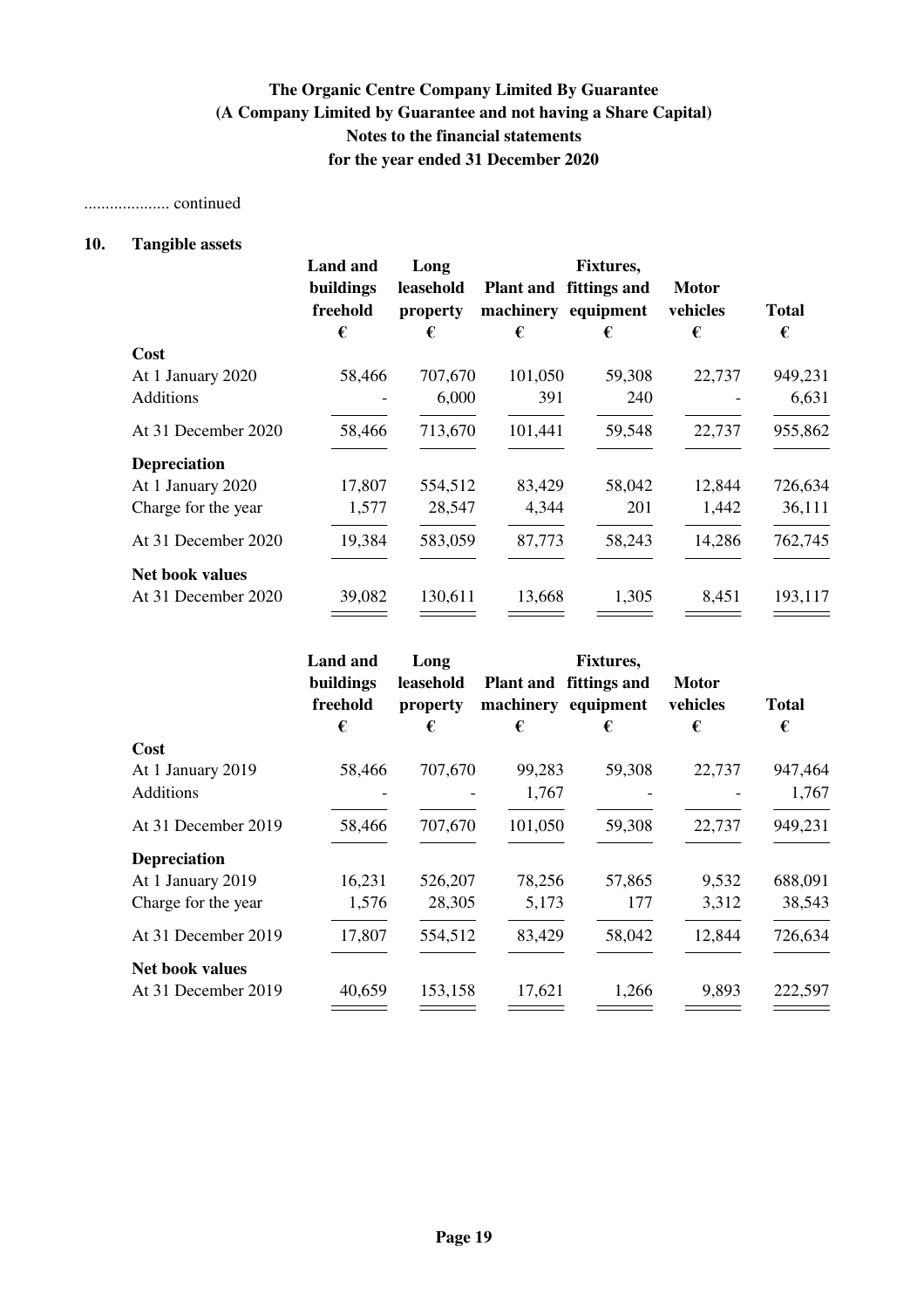# The Organic Centre Company Limited By Guarantee
## (A Company Limited by Guarantee and not having a Share Capital)
## Notes to the financial statements
## for the year ended 31 December 2020

.................... continued

### 10. Tangible assets

| | Land and buildings freehold | Long leasehold property | Plant and machinery | Fixtures, fittings and equipment | Motor vehicles | Total |
|---|---|---|---|---|---|---|
| | € | € | € | € | € | € |
| **Cost** | | | | | | |
| At 1 January 2020 | 58,466 | 707,670 | 101,050 | 59,308 | 22,737 | 949,231 |
| Additions | - | 6,000 | 391 | 240 | - | 6,631 |
| At 31 December 2020 | 58,466 | 713,670 | 101,441 | 59,548 | 22,737 | 955,862 |
| **Depreciation** | | | | | | |
| At 1 January 2020 | 17,807 | 554,512 | 83,429 | 58,042 | 12,844 | 726,634 |
| Charge for the year | 1,577 | 28,547 | 4,344 | 201 | 1,442 | 36,111 |
| At 31 December 2020 | 19,384 | 583,059 | 87,773 | 58,243 | 14,286 | 762,745 |
| **Net book values** | | | | | | |
| At 31 December 2020 | 39,082 | 130,611 | 13,668 | 1,305 | 8,451 | 193,117 |

| | Land and buildings freehold | Long leasehold property | Plant and machinery | Fixtures, fittings and equipment | Motor vehicles | Total |
|---|---|---|---|---|---|---|
| | € | € | € | € | € | € |
| **Cost** | | | | | | |
| At 1 January 2019 | 58,466 | 707,670 | 99,283 | 59,308 | 22,737 | 947,464 |
| Additions | - | - | 1,767 | - | - | 1,767 |
| At 31 December 2019 | 58,466 | 707,670 | 101,050 | 59,308 | 22,737 | 949,231 |
| **Depreciation** | | | | | | |
| At 1 January 2019 | 16,231 | 526,207 | 78,256 | 57,865 | 9,532 | 688,091 |
| Charge for the year | 1,576 | 28,305 | 5,173 | 177 | 3,312 | 38,543 |
| At 31 December 2019 | 17,807 | 554,512 | 83,429 | 58,042 | 12,844 | 726,634 |
| **Net book values** | | | | | | |
| At 31 December 2019 | 40,659 | 153,158 | 17,621 | 1,266 | 9,893 | 222,597 |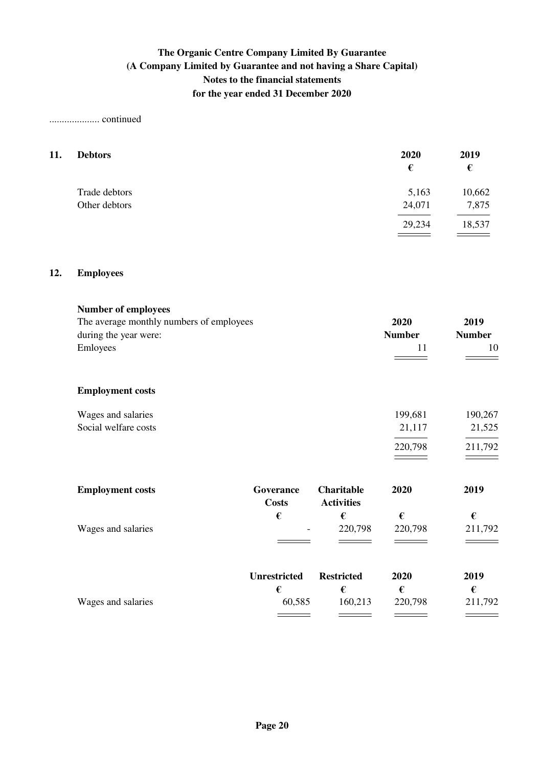# The Organic Centre Company Limited By Guarantee
## (A Company Limited by Guarantee and not having a Share Capital)
## Notes to the financial statements
## for the year ended 31 December 2020

.................... continued

### 11. Debtors

| | 2020 | 2019 |
|---|---|---|
| | € | € |
| Trade debtors | 5,163 | 10,662 |
| Other debtors | 24,071 | 7,875 |
| | 29,234 | 18,537 |

### 12. Employees

**Number of employees**

| The average monthly numbers of employees during the year were: | 2020 Number | 2019 Number |
|---|---|---|
| Emloyees | 11 | 10 |

**Employment costs**

| | 2020 | 2019 |
|---|---|---|
| Wages and salaries | 199,681 | 190,267 |
| Social welfare costs | 21,117 | 21,525 |
| | 220,798 | 211,792 |

| **Employment costs** | Goverance Costs | Charitable Activities | 2020 | 2019 |
|---|---|---|---|---|
| | € | € | € | € |
| Wages and salaries | - | 220,798 | 220,798 | 211,792 |

| | Unrestricted | Restricted | 2020 | 2019 |
|---|---|---|---|---|
| | € | € | € | € |
| Wages and salaries | 60,585 | 160,213 | 220,798 | 211,792 |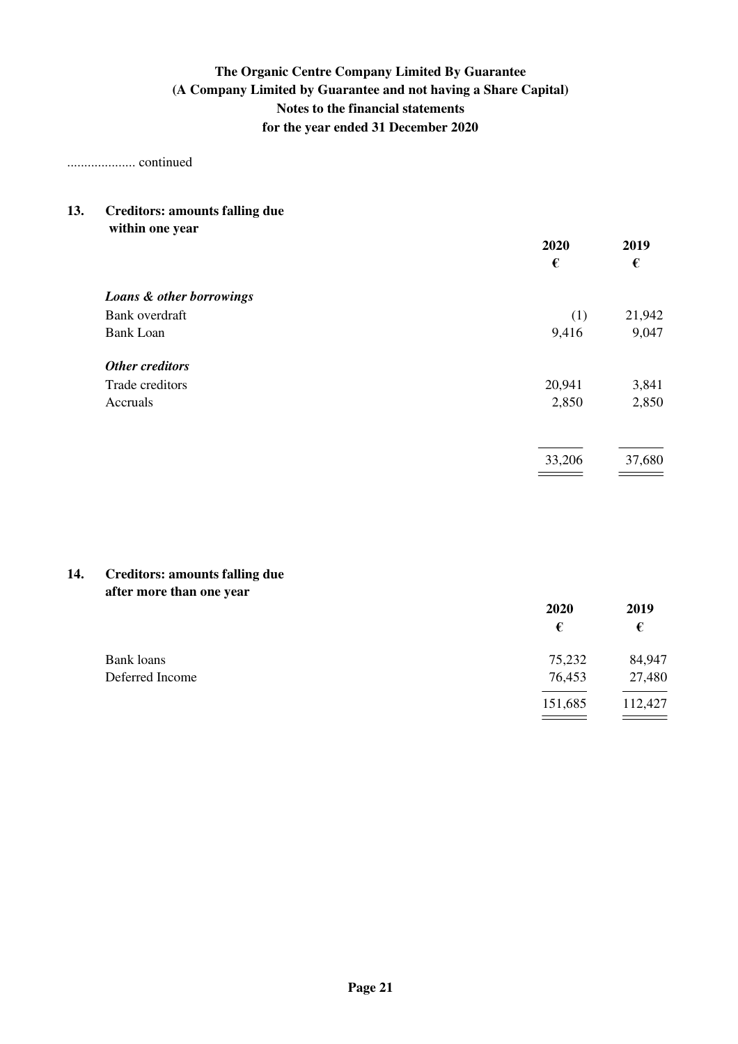# The Organic Centre Company Limited By Guarantee
## (A Company Limited by Guarantee and not having a Share Capital)
## Notes to the financial statements
## for the year ended 31 December 2020

.................... continued

### 13. Creditors: amounts falling due within one year

| | 2020 | 2019 |
|---|---|---|
| | € | € |
| ***Loans & other borrowings*** | | |
| Bank overdraft | (1) | 21,942 |
| Bank Loan | 9,416 | 9,047 |
| ***Other creditors*** | | |
| Trade creditors | 20,941 | 3,841 |
| Accruals | 2,850 | 2,850 |
| | 33,206 | 37,680 |

### 14. Creditors: amounts falling due after more than one year

| | 2020 | 2019 |
|---|---|---|
| | € | € |
| Bank loans | 75,232 | 84,947 |
| Deferred Income | 76,453 | 27,480 |
| | 151,685 | 112,427 |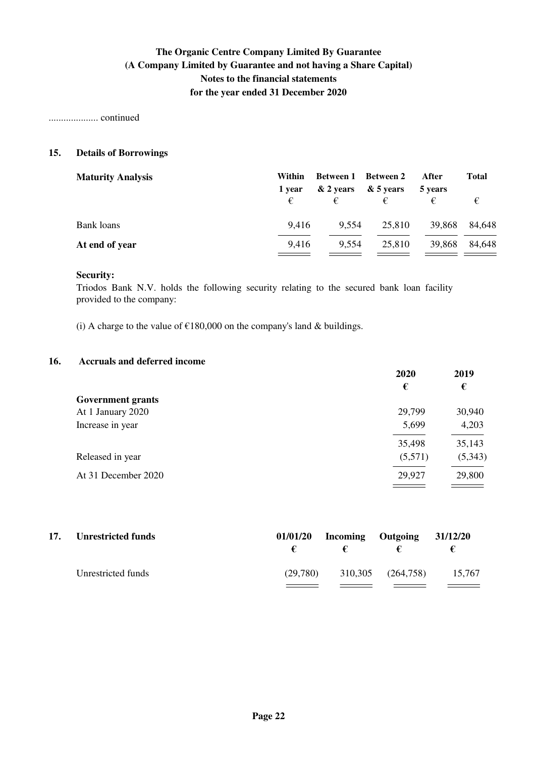# The Organic Centre Company Limited By Guarantee
## (A Company Limited by Guarantee and not having a Share Capital)
## Notes to the financial statements
## for the year ended 31 December 2020

.................... continued

### 15. Details of Borrowings

| Maturity Analysis | Within 1 year € | Between 1 & 2 years € | Between 2 & 5 years € | After 5 years € | Total € |
|---|---|---|---|---|---|
| Bank loans | 9,416 | 9,554 | 25,810 | 39,868 | 84,648 |
| **At end of year** | 9,416 | 9,554 | 25,810 | 39,868 | 84,648 |

**Security:**

Triodos Bank N.V. holds the following security relating to the secured bank loan facility provided to the company:

(i) A charge to the value of €180,000 on the company's land & buildings.

### 16. Accruals and deferred income

| | 2020 € | 2019 € |
|---|---|---|
| **Government grants** | | |
| At 1 January 2020 | 29,799 | 30,940 |
| Increase in year | 5,699 | 4,203 |
| | 35,498 | 35,143 |
| Released in year | (5,571) | (5,343) |
| At 31 December 2020 | 29,927 | 29,800 |

### 17. Unrestricted funds

| | 01/01/20 € | Incoming € | Outgoing € | 31/12/20 € |
|---|---|---|---|---|
| Unrestricted funds | (29,780) | 310,305 | (264,758) | 15,767 |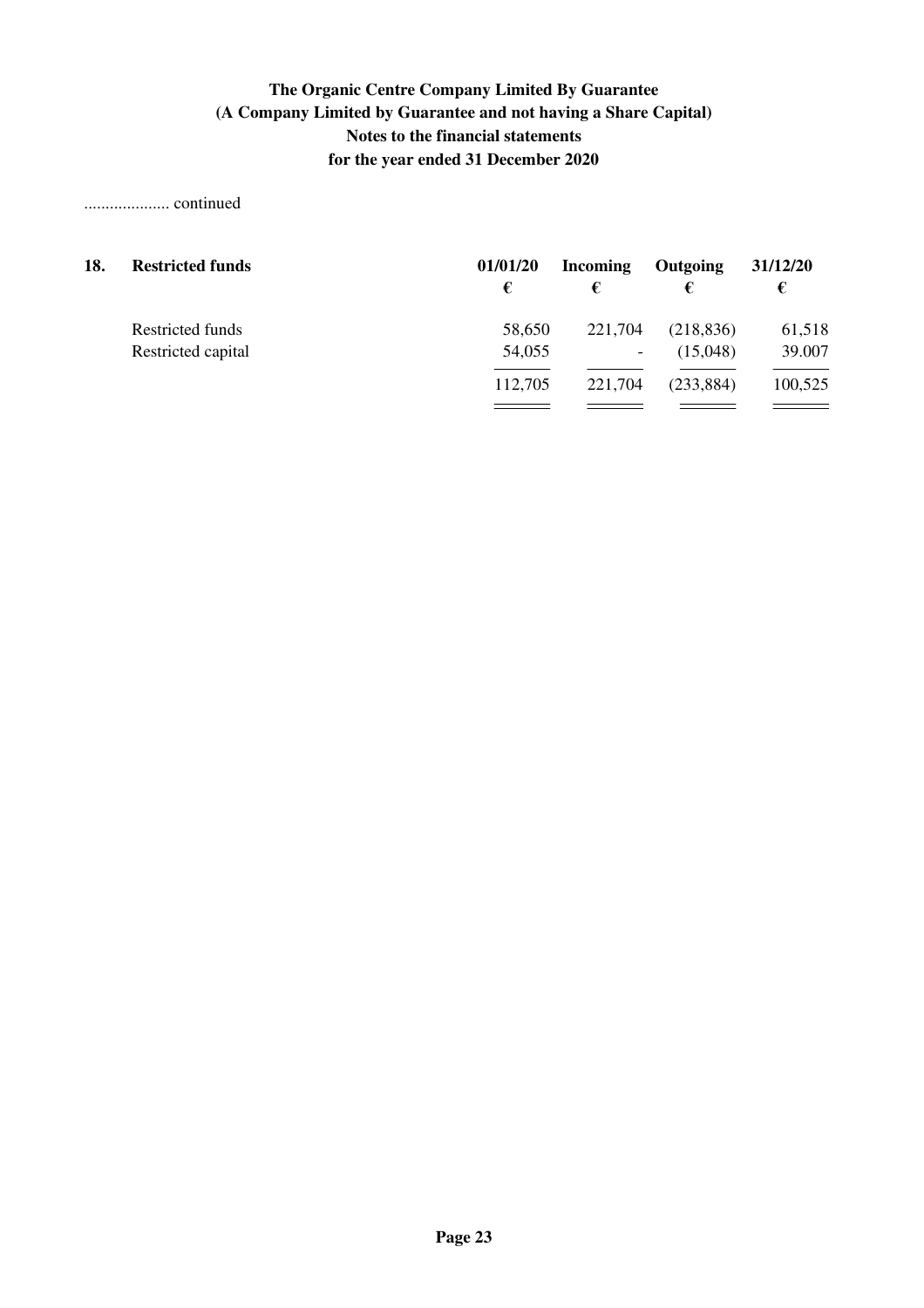.................... continued

| 18. Restricted funds | 01/01/20 | Incoming | Outgoing | 31/12/20 |
|---|---|---|---|---|
| | € | € | € | € |
| Restricted funds | 58,650 | 221,704 | (218,836) | 61,518 |
| Restricted capital | 54,055 | - | (15,048) | 39.007 |
| | 112,705 | 221,704 | (233,884) | 100,525 |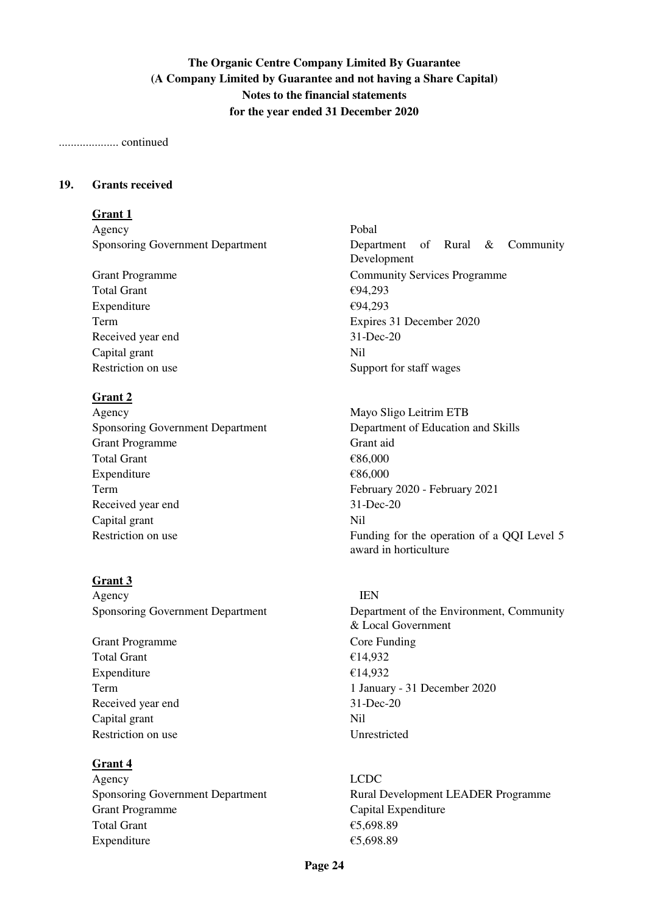**The Organic Centre Company Limited By Guarantee**
**(A Company Limited by Guarantee and not having a Share Capital)**
**Notes to the financial statements**
**for the year ended 31 December 2020**

.................... continued

## 19. Grants received

**Grant 1**

| | |
|---|---|
| Agency | Pobal |
| Sponsoring Government Department | Department of Rural & Community Development |
| Grant Programme | Community Services Programme |
| Total Grant | €94,293 |
| Expenditure | €94,293 |
| Term | Expires 31 December 2020 |
| Received year end | 31-Dec-20 |
| Capital grant | Nil |
| Restriction on use | Support for staff wages |

**Grant 2**

| | |
|---|---|
| Agency | Mayo Sligo Leitrim ETB |
| Sponsoring Government Department | Department of Education and Skills |
| Grant Programme | Grant aid |
| Total Grant | €86,000 |
| Expenditure | €86,000 |
| Term | February 2020 - February 2021 |
| Received year end | 31-Dec-20 |
| Capital grant | Nil |
| Restriction on use | Funding for the operation of a QQI Level 5 award in horticulture |

**Grant 3**

| | |
|---|---|
| Agency | IEN |
| Sponsoring Government Department | Department of the Environment, Community & Local Government |
| Grant Programme | Core Funding |
| Total Grant | €14,932 |
| Expenditure | €14,932 |
| Term | 1 January - 31 December 2020 |
| Received year end | 31-Dec-20 |
| Capital grant | Nil |
| Restriction on use | Unrestricted |

**Grant 4**

| | |
|---|---|
| Agency | LCDC |
| Sponsoring Government Department | Rural Development LEADER Programme |
| Grant Programme | Capital Expenditure |
| Total Grant | €5,698.89 |
| Expenditure | €5,698.89 |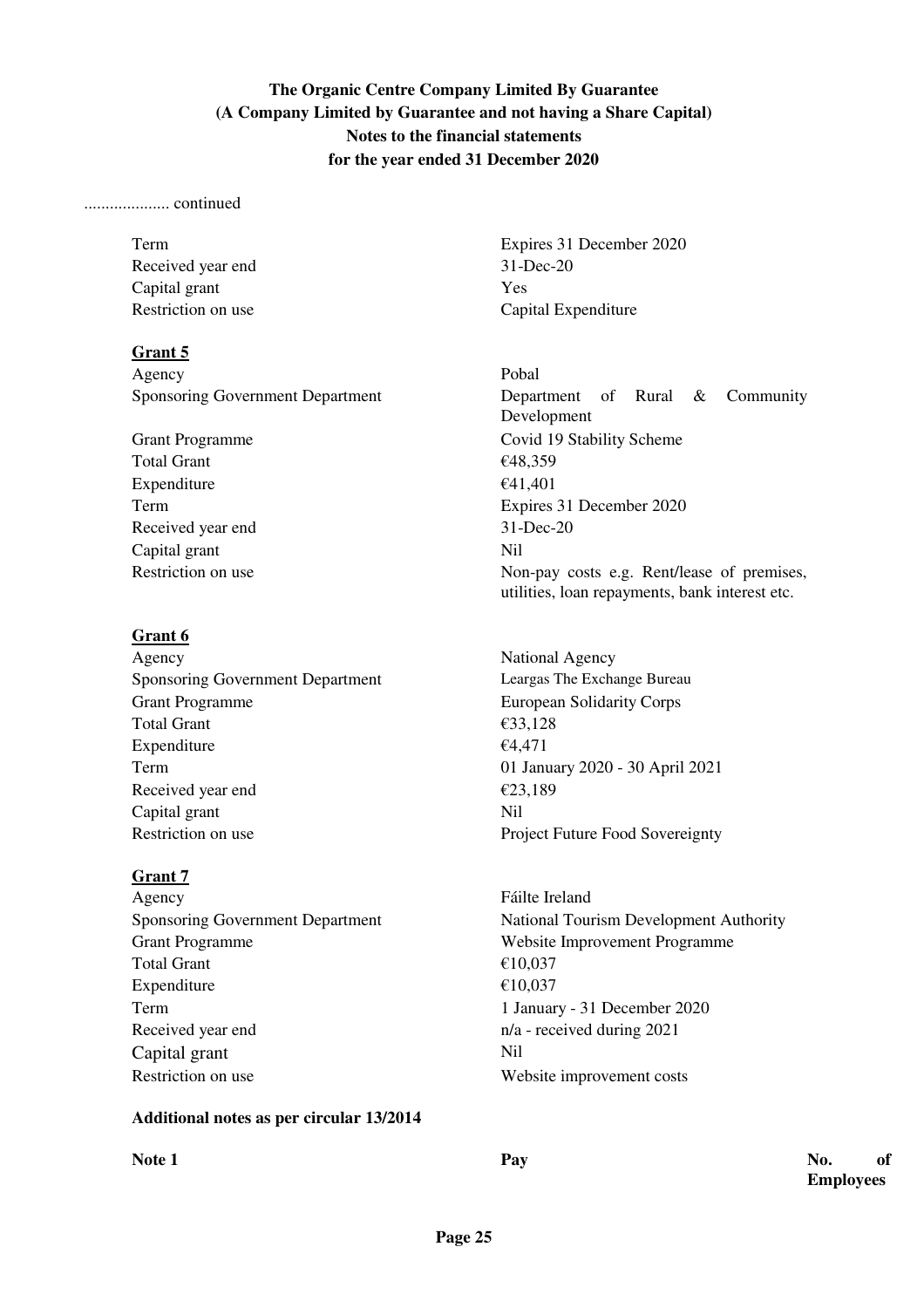.................... continued

| | |
|---|---|
| Term | Expires 31 December 2020 |
| Received year end | 31-Dec-20 |
| Capital grant | Yes |
| Restriction on use | Capital Expenditure |

**Grant 5**

| | |
|---|---|
| Agency | Pobal |
| Sponsoring Government Department | Department of Rural & Community Development |
| Grant Programme | Covid 19 Stability Scheme |
| Total Grant | €48,359 |
| Expenditure | €41,401 |
| Term | Expires 31 December 2020 |
| Received year end | 31-Dec-20 |
| Capital grant | Nil |
| Restriction on use | Non-pay costs e.g. Rent/lease of premises, utilities, loan repayments, bank interest etc. |

**Grant 6**

| | |
|---|---|
| Agency | National Agency |
| Sponsoring Government Department | Leargas The Exchange Bureau |
| Grant Programme | European Solidarity Corps |
| Total Grant | €33,128 |
| Expenditure | €4,471 |
| Term | 01 January 2020 - 30 April 2021 |
| Received year end | €23,189 |
| Capital grant | Nil |
| Restriction on use | Project Future Food Sovereignty |

**Grant 7**

| | |
|---|---|
| Agency | Fáilte Ireland |
| Sponsoring Government Department | National Tourism Development Authority |
| Grant Programme | Website Improvement Programme |
| Total Grant | €10,037 |
| Expenditure | €10,037 |
| Term | 1 January - 31 December 2020 |
| Received year end | n/a - received during 2021 |
| Capital grant | Nil |
| Restriction on use | Website improvement costs |

**Additional notes as per circular 13/2014**

| **Note 1** | **Pay** | **No. of Employees** |
|---|---|---|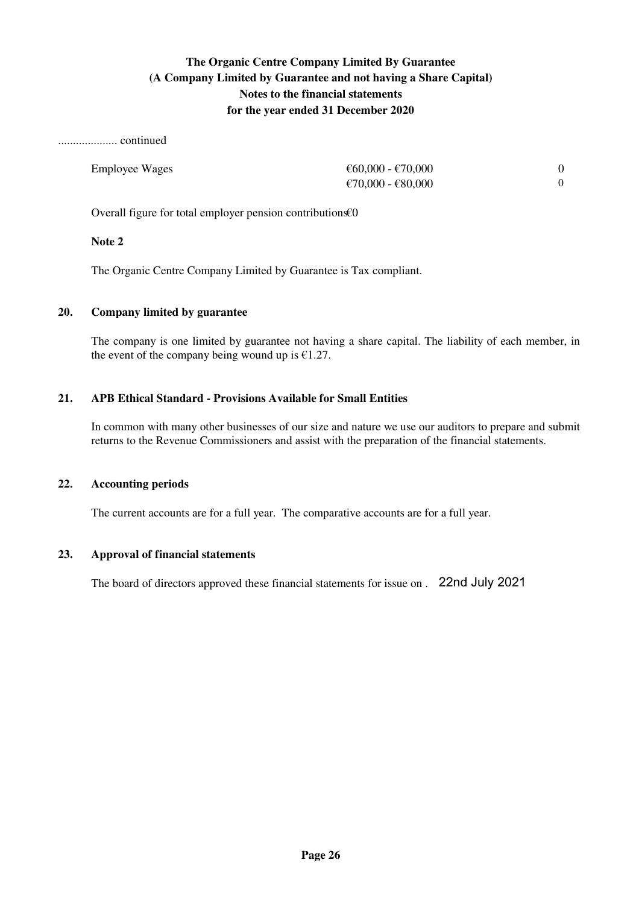.................... continued

| | | |
|---|---|---|
| Employee Wages | €60,000 - €70,000 | 0 |
| | €70,000 - €80,000 | 0 |

Overall figure for total employer pension contributions€0

**Note 2**

The Organic Centre Company Limited by Guarantee is Tax compliant.

## 20. Company limited by guarantee

The company is one limited by guarantee not having a share capital. The liability of each member, in the event of the company being wound up is €1.27.

## 21. APB Ethical Standard - Provisions Available for Small Entities

In common with many other businesses of our size and nature we use our auditors to prepare and submit returns to the Revenue Commissioners and assist with the preparation of the financial statements.

## 22. Accounting periods

The current accounts are for a full year. The comparative accounts are for a full year.

## 23. Approval of financial statements

The board of directors approved these financial statements for issue on . 22nd July 2021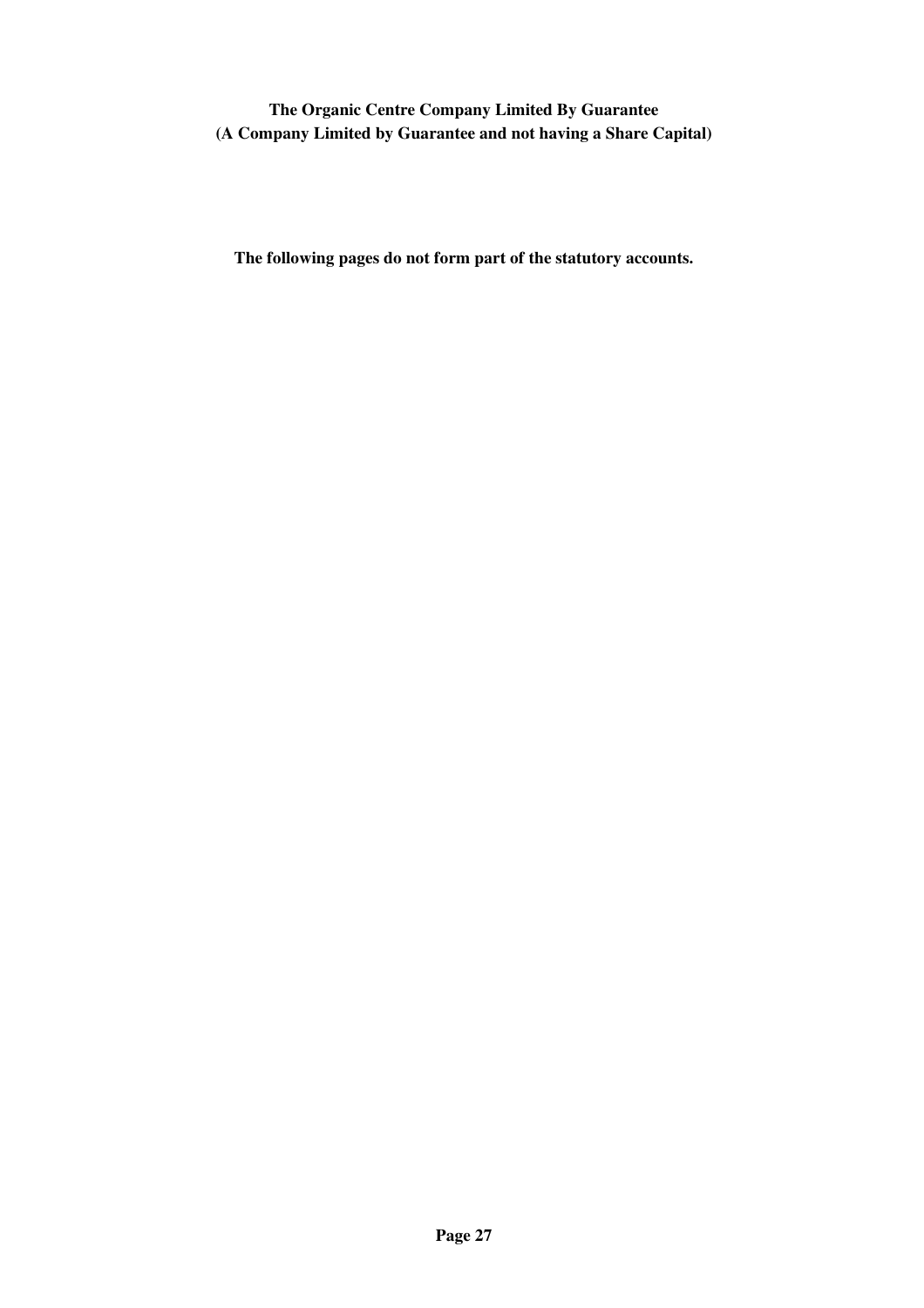**The Organic Centre Company Limited By Guarantee**
**(A Company Limited by Guarantee and not having a Share Capital)**

**The following pages do not form part of the statutory accounts.**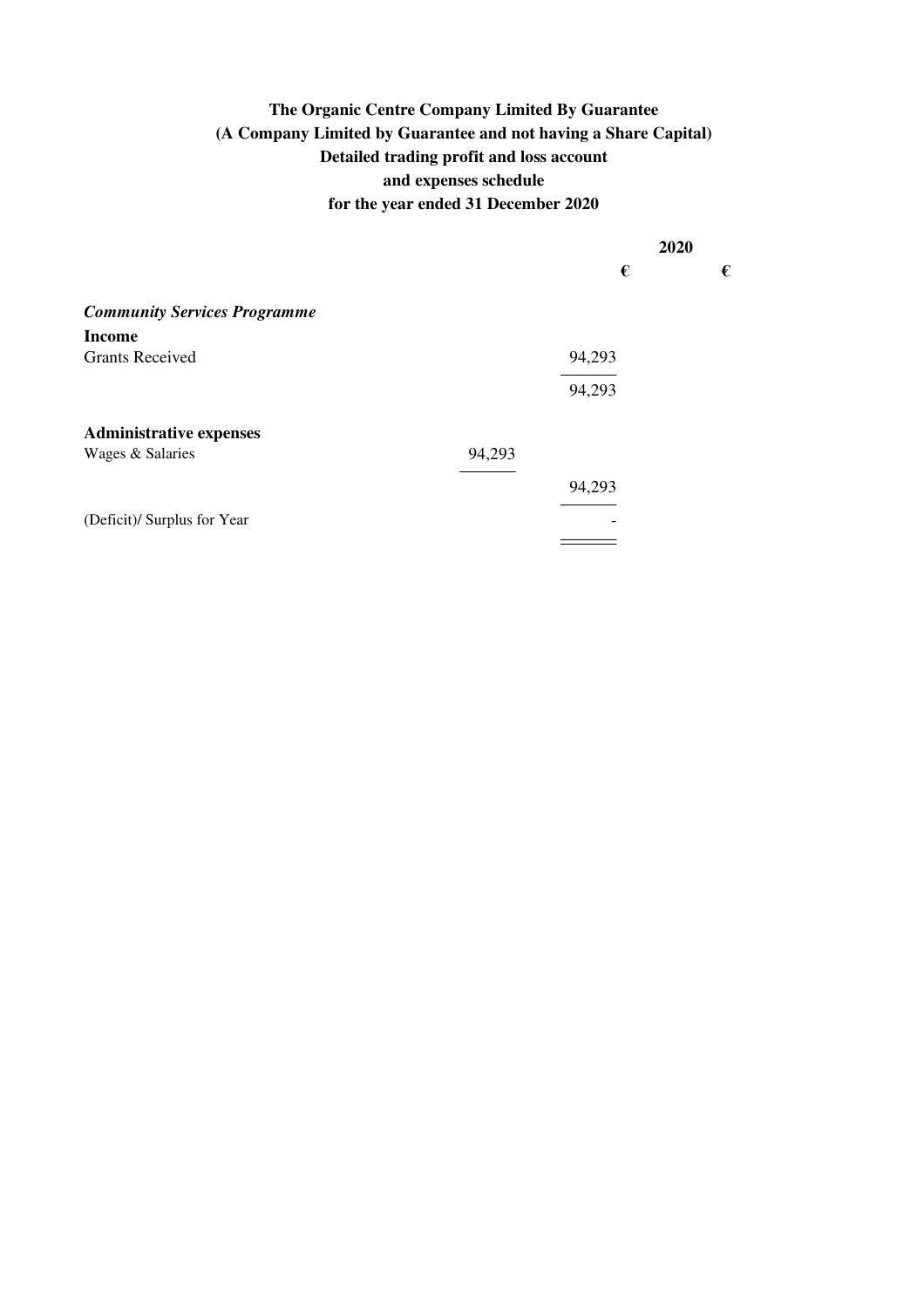**The Organic Centre Company Limited By Guarantee**
**(A Company Limited by Guarantee and not having a Share Capital)**
**Detailed trading profit and loss account**
**and expenses schedule**
**for the year ended 31 December 2020**

| | | 2020 | |
|---|---|---|---|
| | | € | € |
| ***Community Services Programme*** | | | |
| **Income** | | | |
| Grants Received | | 94,293 | |
| | | 94,293 | |
| **Administrative expenses** | | | |
| Wages & Salaries | 94,293 | | |
| | | 94,293 | |
| (Deficit)/ Surplus for Year | | - | |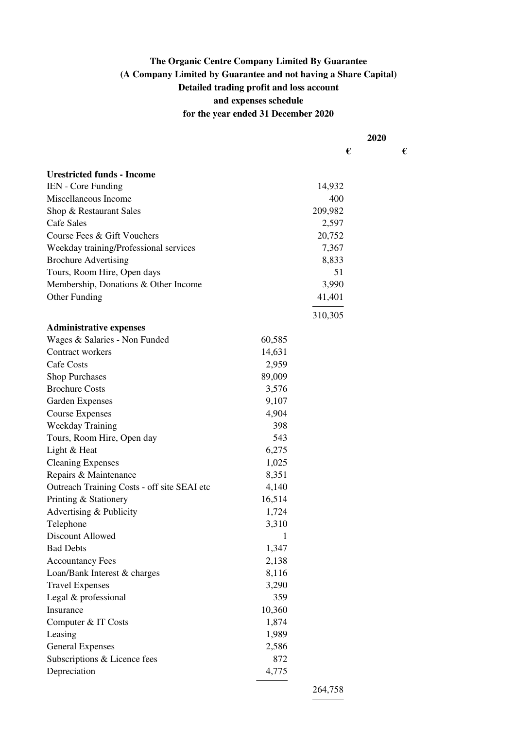**The Organic Centre Company Limited By Guarantee**
**(A Company Limited by Guarantee and not having a Share Capital)**
**Detailed trading profit and loss account**
**and expenses schedule**
**for the year ended 31 December 2020**

| | | 2020 | |
|---|---|---|---|
| | | € | € |
| **Urestricted funds - Income** | | | |
| IEN - Core Funding | | 14,932 | |
| Miscellaneous Income | | 400 | |
| Shop & Restaurant Sales | | 209,982 | |
| Cafe Sales | | 2,597 | |
| Course Fees & Gift Vouchers | | 20,752 | |
| Weekday training/Professional services | | 7,367 | |
| Brochure Advertising | | 8,833 | |
| Tours, Room Hire, Open days | | 51 | |
| Membership, Donations & Other Income | | 3,990 | |
| Other Funding | | 41,401 | |
| | | 310,305 | |
| **Administrative expenses** | | | |
| Wages & Salaries - Non Funded | 60,585 | | |
| Contract workers | 14,631 | | |
| Cafe Costs | 2,959 | | |
| Shop Purchases | 89,009 | | |
| Brochure Costs | 3,576 | | |
| Garden Expenses | 9,107 | | |
| Course Expenses | 4,904 | | |
| Weekday Training | 398 | | |
| Tours, Room Hire, Open day | 543 | | |
| Light & Heat | 6,275 | | |
| Cleaning Expenses | 1,025 | | |
| Repairs & Maintenance | 8,351 | | |
| Outreach Training Costs - off site SEAI etc | 4,140 | | |
| Printing & Stationery | 16,514 | | |
| Advertising & Publicity | 1,724 | | |
| Telephone | 3,310 | | |
| Discount Allowed | 1 | | |
| Bad Debts | 1,347 | | |
| Accountancy Fees | 2,138 | | |
| Loan/Bank Interest & charges | 8,116 | | |
| Travel Expenses | 3,290 | | |
| Legal & professional | 359 | | |
| Insurance | 10,360 | | |
| Computer & IT Costs | 1,874 | | |
| Leasing | 1,989 | | |
| General Expenses | 2,586 | | |
| Subscriptions & Licence fees | 872 | | |
| Depreciation | 4,775 | | |
| | | 264,758 | |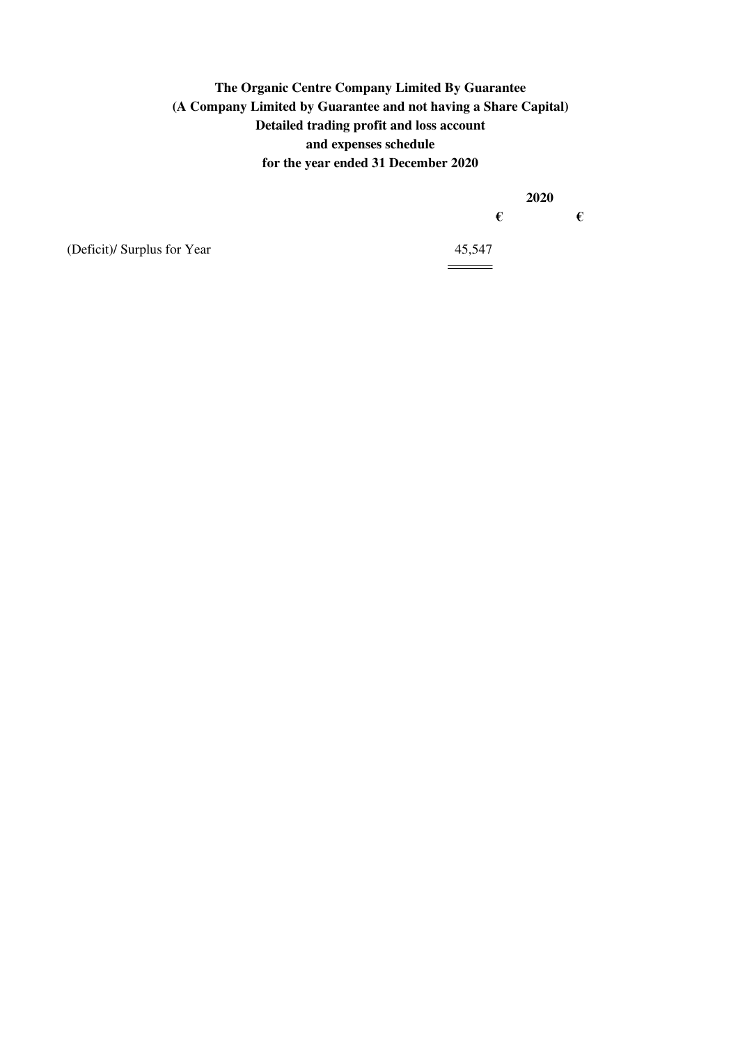**The Organic Centre Company Limited By Guarantee**
**(A Company Limited by Guarantee and not having a Share Capital)**
**Detailed trading profit and loss account**
**and expenses schedule**
**for the year ended 31 December 2020**

| | 2020 | |
|---|---|---|
| | € | € |
| (Deficit)/ Surplus for Year | 45,547 | |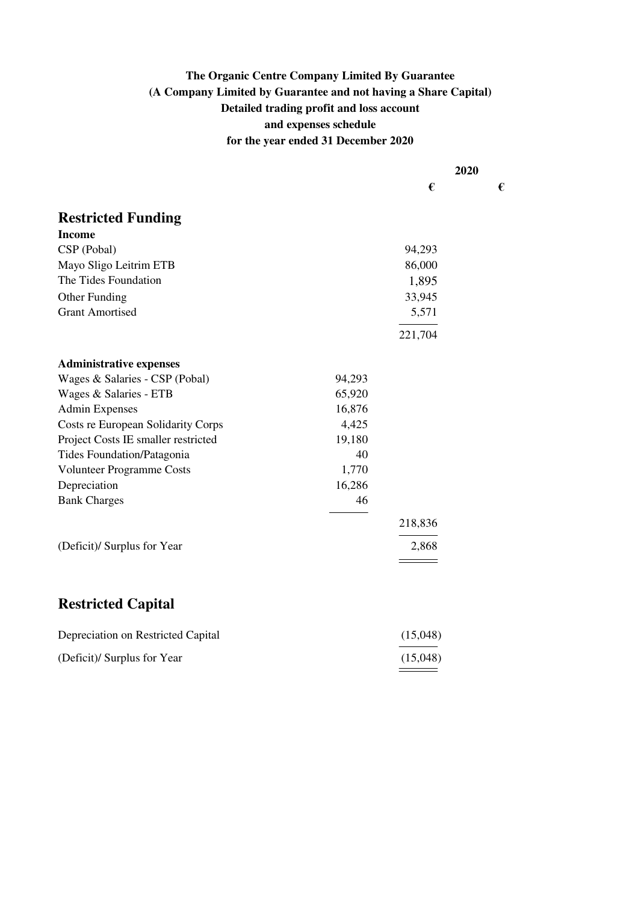**The Organic Centre Company Limited By Guarantee**
**(A Company Limited by Guarantee and not having a Share Capital)**
**Detailed trading profit and loss account**
**and expenses schedule**
**for the year ended 31 December 2020**

| | | 2020 | |
|---|---|---|---|
| | | € | € |
| **Restricted Funding** | | | |
| **Income** | | | |
| CSP (Pobal) | | 94,293 | |
| Mayo Sligo Leitrim ETB | | 86,000 | |
| The Tides Foundation | | 1,895 | |
| Other Funding | | 33,945 | |
| Grant Amortised | | 5,571 | |
| | | 221,704 | |
| **Administrative expenses** | | | |
| Wages & Salaries - CSP (Pobal) | 94,293 | | |
| Wages & Salaries - ETB | 65,920 | | |
| Admin Expenses | 16,876 | | |
| Costs re European Solidarity Corps | 4,425 | | |
| Project Costs IE smaller restricted | 19,180 | | |
| Tides Foundation/Patagonia | 40 | | |
| Volunteer Programme Costs | 1,770 | | |
| Depreciation | 16,286 | | |
| Bank Charges | 46 | | |
| | | 218,836 | |
| (Deficit)/ Surplus for Year | | 2,868 | |

| | | | |
|---|---|---|---|
| **Restricted Capital** | | | |
| Depreciation on Restricted Capital | | (15,048) | |
| (Deficit)/ Surplus for Year | | (15,048) | |